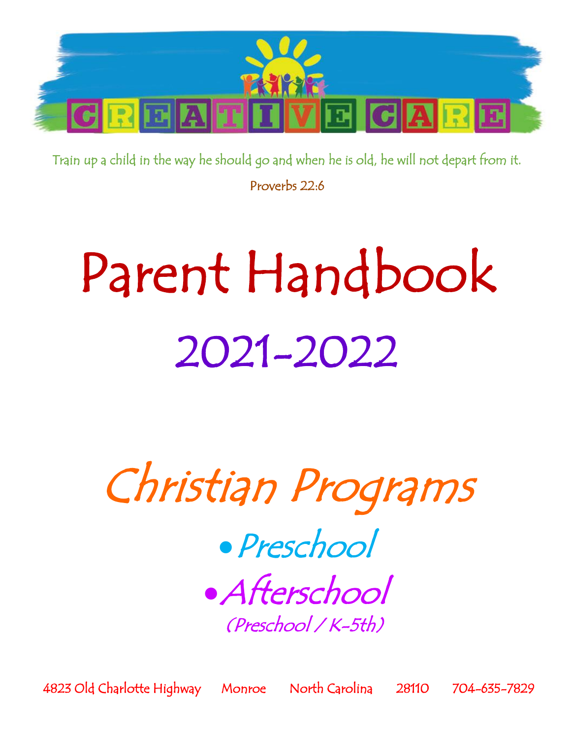# CREATIVE CARE

Train up a child in the way he should go and when he is old, he will not depart from it.

Proverbs 22:6

# Parent Handbook

## 2021-2022

## *Christian Programs*

- *Preschool*
- *Afterschool*

*(Preschool / K-5th)*

4823 Old Charlotte Highway Monroe North Carolina 28110 704-635-7829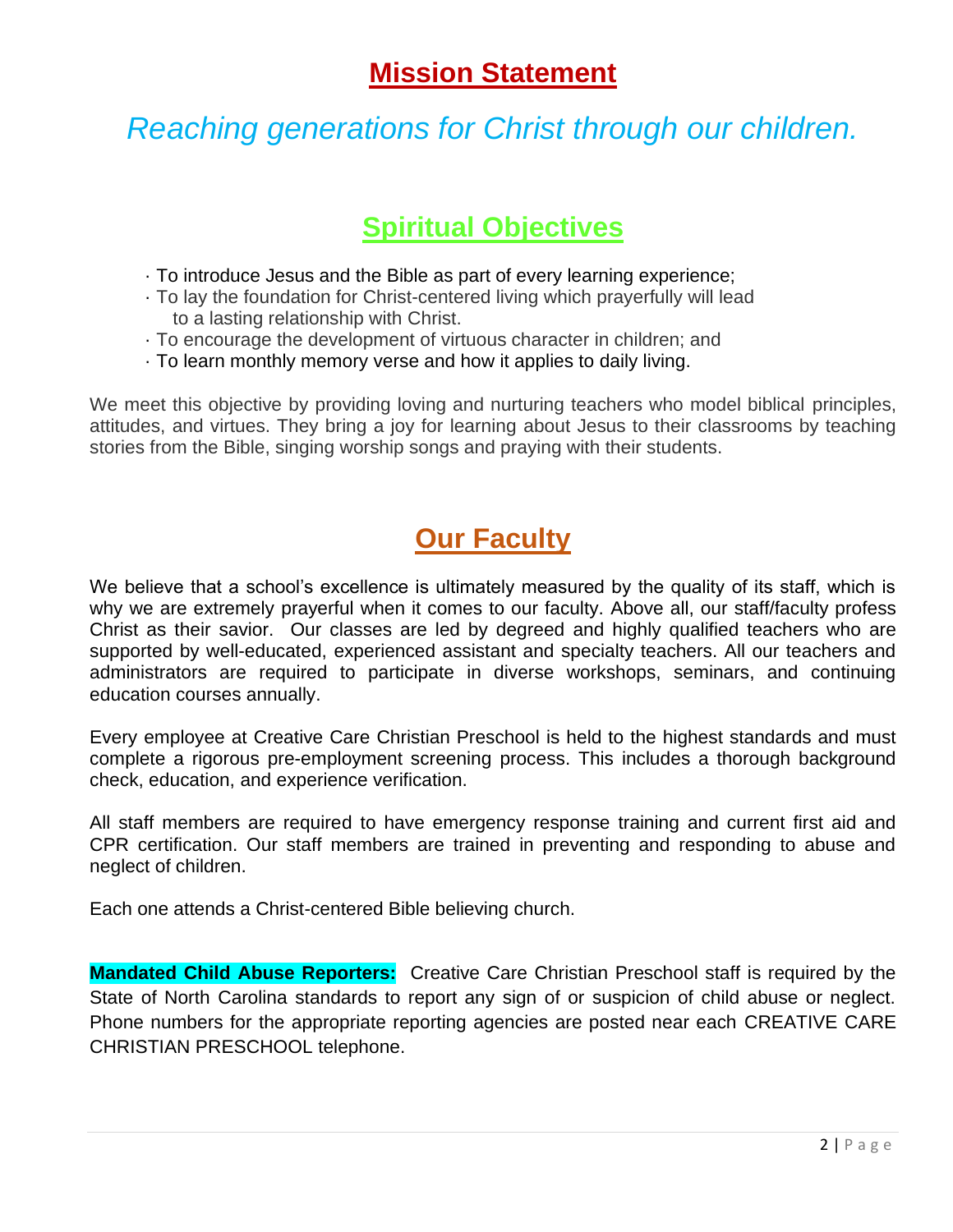## Mission Statement

*Reaching generations for Christ through our children.*

## Spiritual Objectives

- To introduce Jesus and the Bible as part of every learning experience;
- To lay the foundation for Christ-centered living which prayerfully will lead to a lasting relationship with Christ.
- To encourage the development of virtuous character in children; and
- To learn monthly memory verse and how it applies to daily living.

We meet this objective by providing loving and nurturing teachers who model biblical principles, attitudes, and virtues. They bring a joy for learning about Jesus to their classrooms by teaching stories from the Bible, singing worship songs and praying with their students.

## Our Faculty

We believe that a school's excellence is ultimately measured by the quality of its staff, which is why we are extremely prayerful when it comes to our faculty. Above all, our staff/faculty profess Christ as their savior. Our classes are led by degreed and highly qualified teachers who are supported by well-educated, experienced assistant and specialty teachers. All our teachers and administrators are required to participate in diverse workshops, seminars, and continuing education courses annually.

Every employee at Creative Care Christian Preschool is held to the highest standards and must complete a rigorous pre-employment screening process. This includes a thorough background check, education, and experience verification.

All staff members are required to have emergency response training and current first aid and CPR certification. Our staff members are trained in preventing and responding to abuse and neglect of children.

Each one attends a Christ-centered Bible believing church.

**Mandated Child Abuse Reporters:** Creative Care Christian Preschool staff is required by the State of North Carolina standards to report any sign of or suspicion of child abuse or neglect. Phone numbers for the appropriate reporting agencies are posted near each CREATIVE CARE CHRISTIAN PRESCHOOL telephone.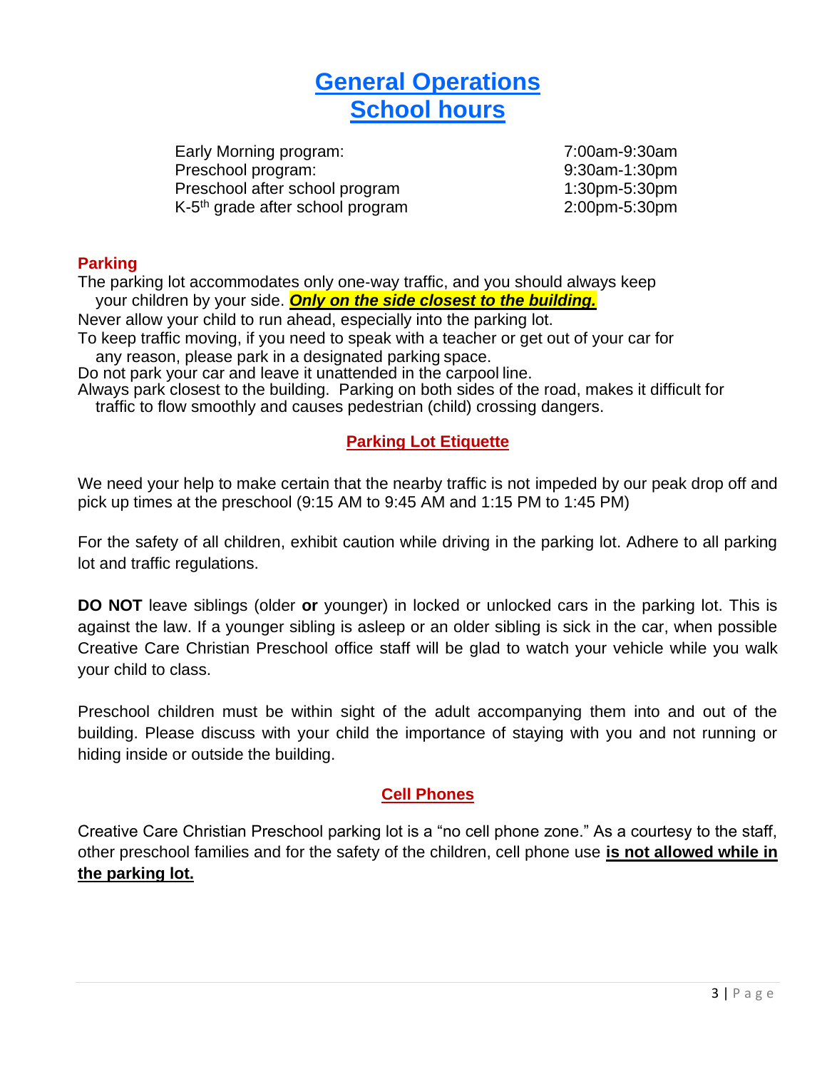# General Operations

# School hours

| Program | Hours |
| --- | --- |
| Early Morning program: | 7:00am-9:30am |
| Preschool program: | 9:30am-1:30pm |
| Preschool after school program | 1:30pm-5:30pm |
| K-5th grade after school program | 2:00pm-5:30pm |

## Parking

The parking lot accommodates only one-way traffic, and you should always keep your children by your side. ***Only on the side closest to the building.***

Never allow your child to run ahead, especially into the parking lot.

To keep traffic moving, if you need to speak with a teacher or get out of your car for any reason, please park in a designated parking space.

Do not park your car and leave it unattended in the carpool line.

Always park closest to the building. Parking on both sides of the road, makes it difficult for traffic to flow smoothly and causes pedestrian (child) crossing dangers.

## Parking Lot Etiquette

We need your help to make certain that the nearby traffic is not impeded by our peak drop off and pick up times at the preschool (9:15 AM to 9:45 AM and 1:15 PM to 1:45 PM)

For the safety of all children, exhibit caution while driving in the parking lot. Adhere to all parking lot and traffic regulations.

**DO NOT** leave siblings (older **or** younger) in locked or unlocked cars in the parking lot. This is against the law. If a younger sibling is asleep or an older sibling is sick in the car, when possible Creative Care Christian Preschool office staff will be glad to watch your vehicle while you walk your child to class.

Preschool children must be within sight of the adult accompanying them into and out of the building. Please discuss with your child the importance of staying with you and not running or hiding inside or outside the building.

## Cell Phones

Creative Care Christian Preschool parking lot is a "no cell phone zone." As a courtesy to the staff, other preschool families and for the safety of the children, cell phone use **is not allowed while in the parking lot.**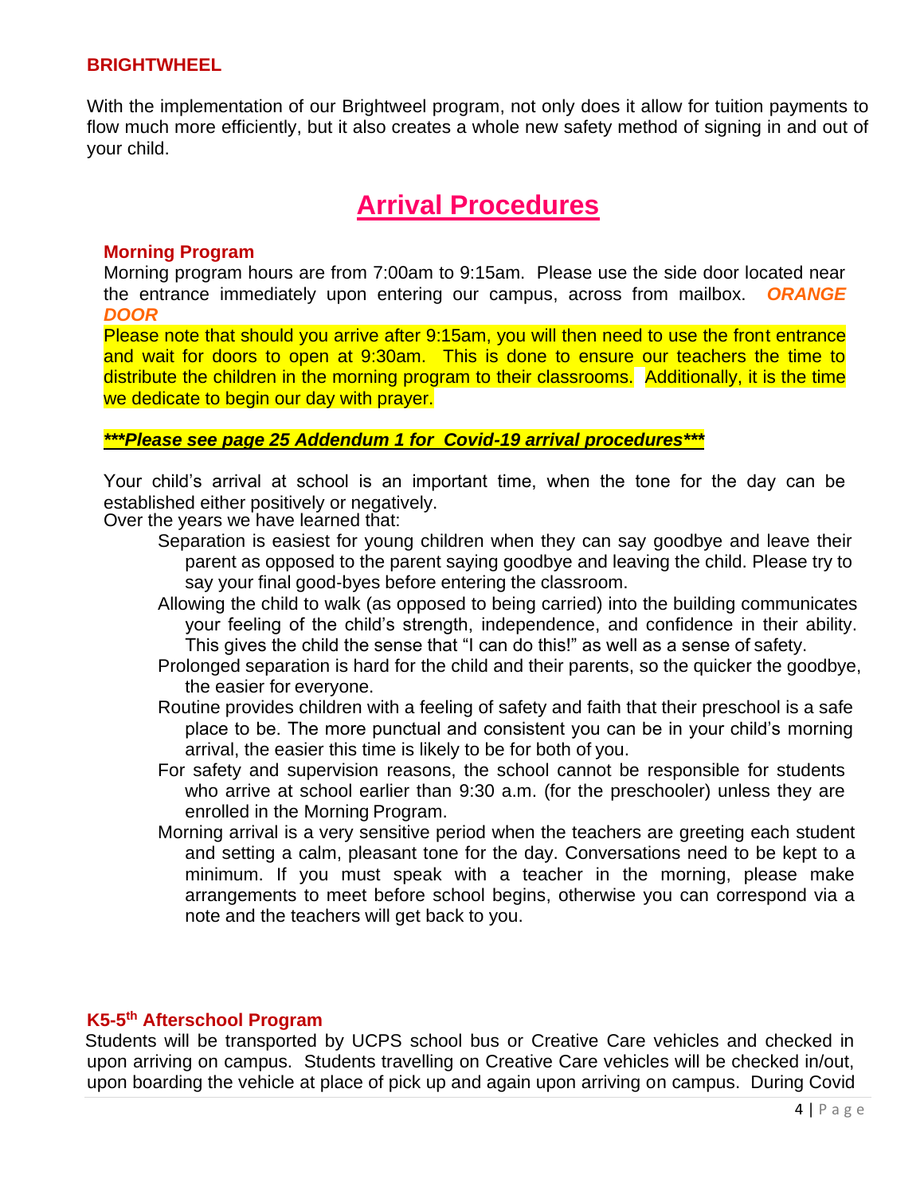**BRIGHTWHEEL**

With the implementation of our Brightweel program, not only does it allow for tuition payments to flow much more efficiently, but it also creates a whole new safety method of signing in and out of your child.

# Arrival Procedures

**Morning Program**

Morning program hours are from 7:00am to 9:15am. Please use the side door located near the entrance immediately upon entering our campus, across from mailbox. ***ORANGE DOOR***

Please note that should you arrive after 9:15am, you will then need to use the front entrance and wait for doors to open at 9:30am. This is done to ensure our teachers the time to distribute the children in the morning program to their classrooms. Additionally, it is the time we dedicate to begin our day with prayer.

***\*\*\*Please see page 25 Addendum 1 for Covid-19 arrival procedures\*\*\****

Your child's arrival at school is an important time, when the tone for the day can be established either positively or negatively.

Over the years we have learned that:

- Separation is easiest for young children when they can say goodbye and leave their parent as opposed to the parent saying goodbye and leaving the child. Please try to say your final good-byes before entering the classroom.
- Allowing the child to walk (as opposed to being carried) into the building communicates your feeling of the child's strength, independence, and confidence in their ability. This gives the child the sense that "I can do this!" as well as a sense of safety.
- Prolonged separation is hard for the child and their parents, so the quicker the goodbye, the easier for everyone.
- Routine provides children with a feeling of safety and faith that their preschool is a safe place to be. The more punctual and consistent you can be in your child's morning arrival, the easier this time is likely to be for both of you.
- For safety and supervision reasons, the school cannot be responsible for students who arrive at school earlier than 9:30 a.m. (for the preschooler) unless they are enrolled in the Morning Program.
- Morning arrival is a very sensitive period when the teachers are greeting each student and setting a calm, pleasant tone for the day. Conversations need to be kept to a minimum. If you must speak with a teacher in the morning, please make arrangements to meet before school begins, otherwise you can correspond via a note and the teachers will get back to you.

**K5-5th Afterschool Program**

Students will be transported by UCPS school bus or Creative Care vehicles and checked in upon arriving on campus. Students travelling on Creative Care vehicles will be checked in/out, upon boarding the vehicle at place of pick up and again upon arriving on campus. During Covid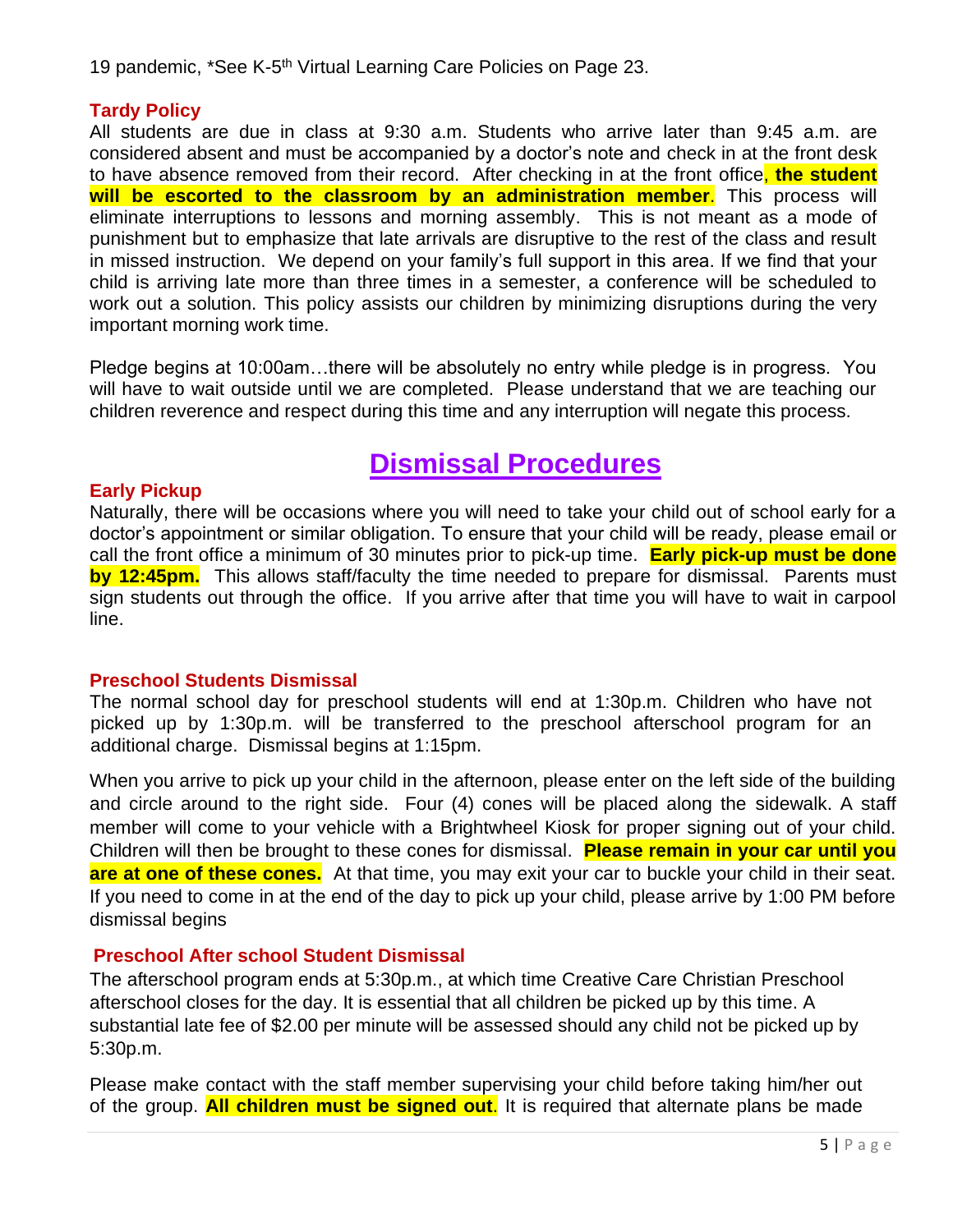19 pandemic, *See K-5th Virtual Learning Care Policies on Page 23.

### Tardy Policy

All students are due in class at 9:30 a.m. Students who arrive later than 9:45 a.m. are considered absent and must be accompanied by a doctor's note and check in at the front desk to have absence removed from their record. After checking in at the front office, **the student will be escorted to the classroom by an administration member**. This process will eliminate interruptions to lessons and morning assembly. This is not meant as a mode of punishment but to emphasize that late arrivals are disruptive to the rest of the class and result in missed instruction. We depend on your family's full support in this area. If we find that your child is arriving late more than three times in a semester, a conference will be scheduled to work out a solution. This policy assists our children by minimizing disruptions during the very important morning work time.

Pledge begins at 10:00am…there will be absolutely no entry while pledge is in progress. You will have to wait outside until we are completed. Please understand that we are teaching our children reverence and respect during this time and any interruption will negate this process.

## Dismissal Procedures

### Early Pickup

Naturally, there will be occasions where you will need to take your child out of school early for a doctor's appointment or similar obligation. To ensure that your child will be ready, please email or call the front office a minimum of 30 minutes prior to pick-up time. **Early pick-up must be done by 12:45pm.** This allows staff/faculty the time needed to prepare for dismissal. Parents must sign students out through the office. If you arrive after that time you will have to wait in carpool line.

### Preschool Students Dismissal

The normal school day for preschool students will end at 1:30p.m. Children who have not picked up by 1:30p.m. will be transferred to the preschool afterschool program for an additional charge. Dismissal begins at 1:15pm.

When you arrive to pick up your child in the afternoon, please enter on the left side of the building and circle around to the right side. Four (4) cones will be placed along the sidewalk. A staff member will come to your vehicle with a Brightwheel Kiosk for proper signing out of your child. Children will then be brought to these cones for dismissal. **Please remain in your car until you are at one of these cones.** At that time, you may exit your car to buckle your child in their seat. If you need to come in at the end of the day to pick up your child, please arrive by 1:00 PM before dismissal begins

### Preschool After school Student Dismissal

The afterschool program ends at 5:30p.m., at which time Creative Care Christian Preschool afterschool closes for the day. It is essential that all children be picked up by this time. A substantial late fee of $2.00 per minute will be assessed should any child not be picked up by 5:30p.m.

Please make contact with the staff member supervising your child before taking him/her out of the group. **All children must be signed out**. It is required that alternate plans be made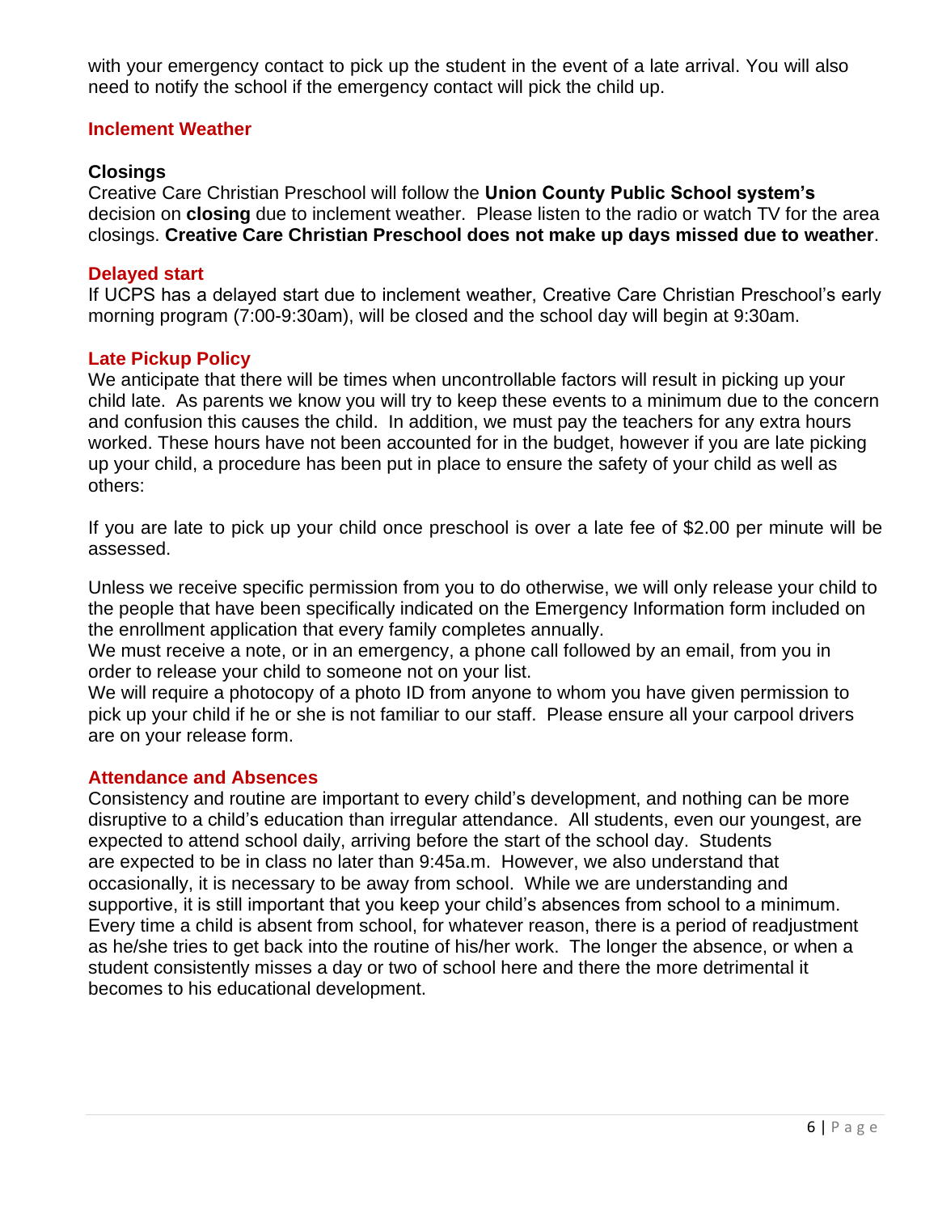with your emergency contact to pick up the student in the event of a late arrival. You will also need to notify the school if the emergency contact will pick the child up.

## Inclement Weather

### Closings

Creative Care Christian Preschool will follow the **Union County Public School system's** decision on **closing** due to inclement weather. Please listen to the radio or watch TV for the area closings. **Creative Care Christian Preschool does not make up days missed due to weather**.

### Delayed start

If UCPS has a delayed start due to inclement weather, Creative Care Christian Preschool's early morning program (7:00-9:30am), will be closed and the school day will begin at 9:30am.

## Late Pickup Policy

We anticipate that there will be times when uncontrollable factors will result in picking up your child late. As parents we know you will try to keep these events to a minimum due to the concern and confusion this causes the child. In addition, we must pay the teachers for any extra hours worked. These hours have not been accounted for in the budget, however if you are late picking up your child, a procedure has been put in place to ensure the safety of your child as well as others:

If you are late to pick up your child once preschool is over a late fee of $2.00 per minute will be assessed.

Unless we receive specific permission from you to do otherwise, we will only release your child to the people that have been specifically indicated on the Emergency Information form included on the enrollment application that every family completes annually.
We must receive a note, or in an emergency, a phone call followed by an email, from you in order to release your child to someone not on your list.
We will require a photocopy of a photo ID from anyone to whom you have given permission to pick up your child if he or she is not familiar to our staff. Please ensure all your carpool drivers are on your release form.

## Attendance and Absences

Consistency and routine are important to every child's development, and nothing can be more disruptive to a child's education than irregular attendance. All students, even our youngest, are expected to attend school daily, arriving before the start of the school day. Students are expected to be in class no later than 9:45a.m. However, we also understand that occasionally, it is necessary to be away from school. While we are understanding and supportive, it is still important that you keep your child's absences from school to a minimum. Every time a child is absent from school, for whatever reason, there is a period of readjustment as he/she tries to get back into the routine of his/her work. The longer the absence, or when a student consistently misses a day or two of school here and there the more detrimental it becomes to his educational development.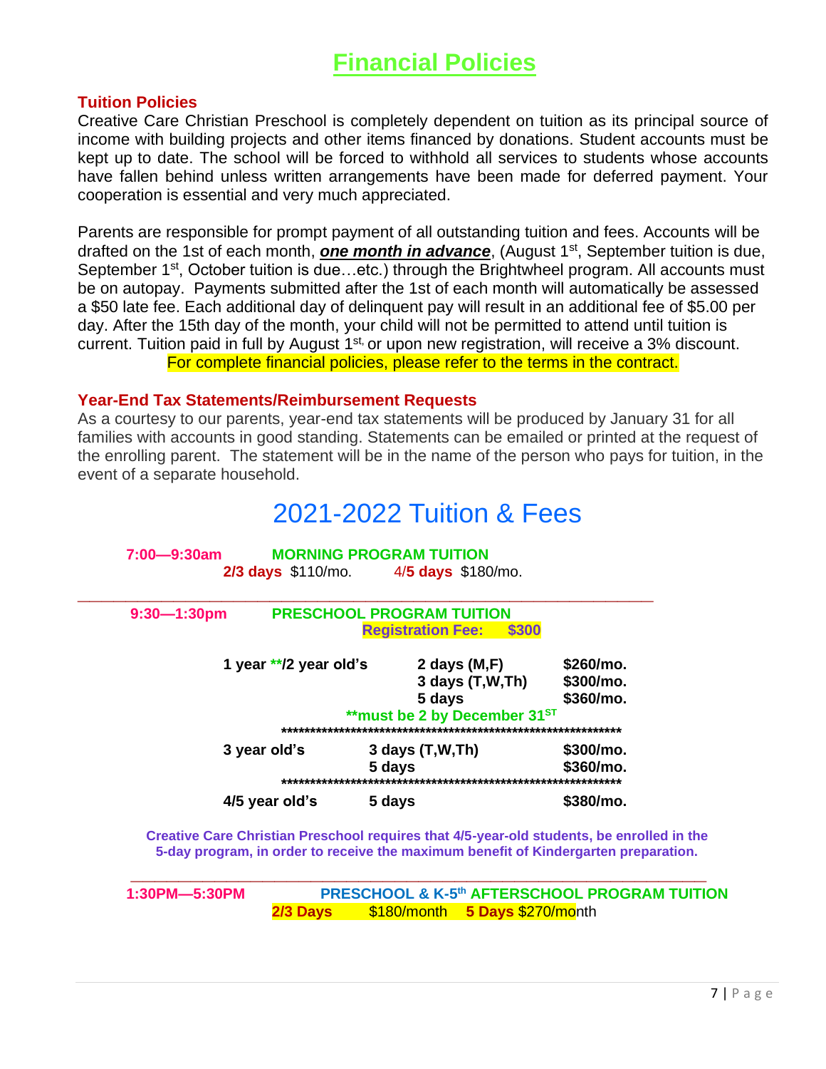# Financial Policies

### Tuition Policies

Creative Care Christian Preschool is completely dependent on tuition as its principal source of income with building projects and other items financed by donations. Student accounts must be kept up to date. The school will be forced to withhold all services to students whose accounts have fallen behind unless written arrangements have been made for deferred payment. Your cooperation is essential and very much appreciated.

Parents are responsible for prompt payment of all outstanding tuition and fees. Accounts will be drafted on the 1st of each month, ***one month in advance***, (August 1st, September tuition is due, September 1st, October tuition is due…etc.) through the Brightwheel program. All accounts must be on autopay. Payments submitted after the 1st of each month will automatically be assessed a $50 late fee. Each additional day of delinquent pay will result in an additional fee of $5.00 per day. After the 15th day of the month, your child will not be permitted to attend until tuition is current. Tuition paid in full by August 1st, or upon new registration, will receive a 3% discount.

For complete financial policies, please refer to the terms in the contract.

### Year-End Tax Statements/Reimbursement Requests

As a courtesy to our parents, year-end tax statements will be produced by January 31 for all families with accounts in good standing. Statements can be emailed or printed at the request of the enrolling parent. The statement will be in the name of the person who pays for tuition, in the event of a separate household.

## 2021-2022 Tuition & Fees

**7:00—9:30am** **MORNING PROGRAM TUITION**

**2/3 days** $110/mo. 4/**5 days** $180/mo.

---

**9:30—1:30pm** **PRESCHOOL PROGRAM TUITION**

**Registration Fee: $300**

| Age | Days | Tuition |
|---|---|---|
| **1 year \*\*/2 year old's** | **2 days (M,F)** | **$260/mo.** |
| | **3 days (T,W,Th)** | **$300/mo.** |
| | **5 days** | **$360/mo.** |
| **3 year old's** | **3 days (T,W,Th)** | **$300/mo.** |
| | **5 days** | **$360/mo.** |
| **4/5 year old's** | **5 days** | **$380/mo.** |

**\*\*must be 2 by December 31ST**

**Creative Care Christian Preschool requires that 4/5-year-old students, be enrolled in the 5-day program, in order to receive the maximum benefit of Kindergarten preparation.**

---

**1:30PM—5:30PM** **PRESCHOOL & K-5th AFTERSCHOOL PROGRAM TUITION**

**2/3 Days** $180/month **5 Days** $270/month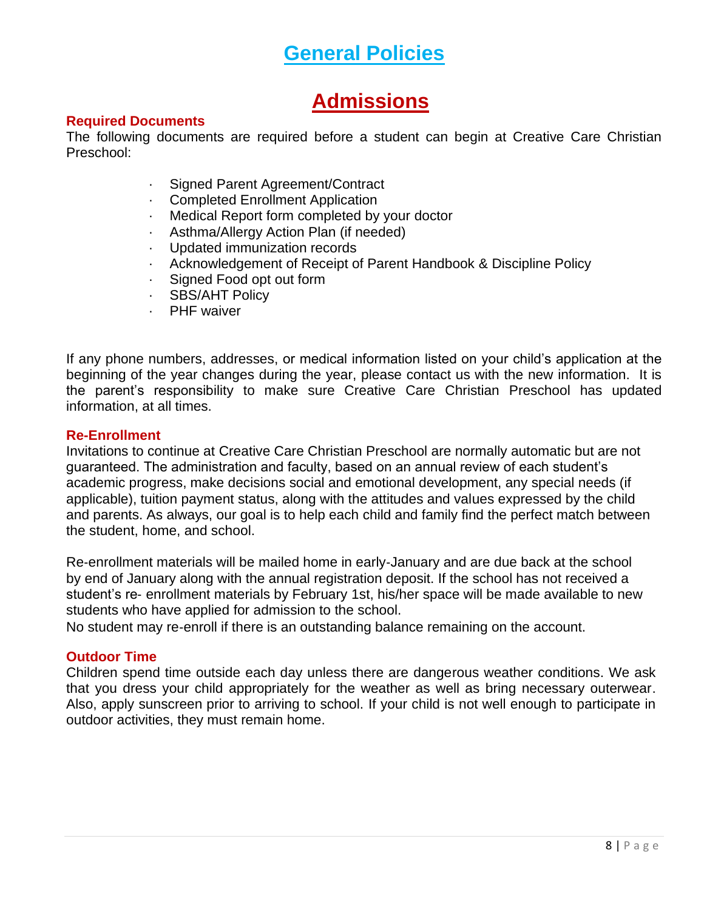# General Policies

## Admissions

### Required Documents

The following documents are required before a student can begin at Creative Care Christian Preschool:

- Signed Parent Agreement/Contract
- Completed Enrollment Application
- Medical Report form completed by your doctor
- Asthma/Allergy Action Plan (if needed)
- Updated immunization records
- Acknowledgement of Receipt of Parent Handbook & Discipline Policy
- Signed Food opt out form
- SBS/AHT Policy
- PHF waiver

If any phone numbers, addresses, or medical information listed on your child's application at the beginning of the year changes during the year, please contact us with the new information. It is the parent's responsibility to make sure Creative Care Christian Preschool has updated information, at all times.

### Re-Enrollment

Invitations to continue at Creative Care Christian Preschool are normally automatic but are not guaranteed. The administration and faculty, based on an annual review of each student's academic progress, make decisions social and emotional development, any special needs (if applicable), tuition payment status, along with the attitudes and values expressed by the child and parents. As always, our goal is to help each child and family find the perfect match between the student, home, and school.

Re-enrollment materials will be mailed home in early-January and are due back at the school by end of January along with the annual registration deposit. If the school has not received a student's re- enrollment materials by February 1st, his/her space will be made available to new students who have applied for admission to the school.

No student may re-enroll if there is an outstanding balance remaining on the account.

### Outdoor Time

Children spend time outside each day unless there are dangerous weather conditions. We ask that you dress your child appropriately for the weather as well as bring necessary outerwear. Also, apply sunscreen prior to arriving to school. If your child is not well enough to participate in outdoor activities, they must remain home.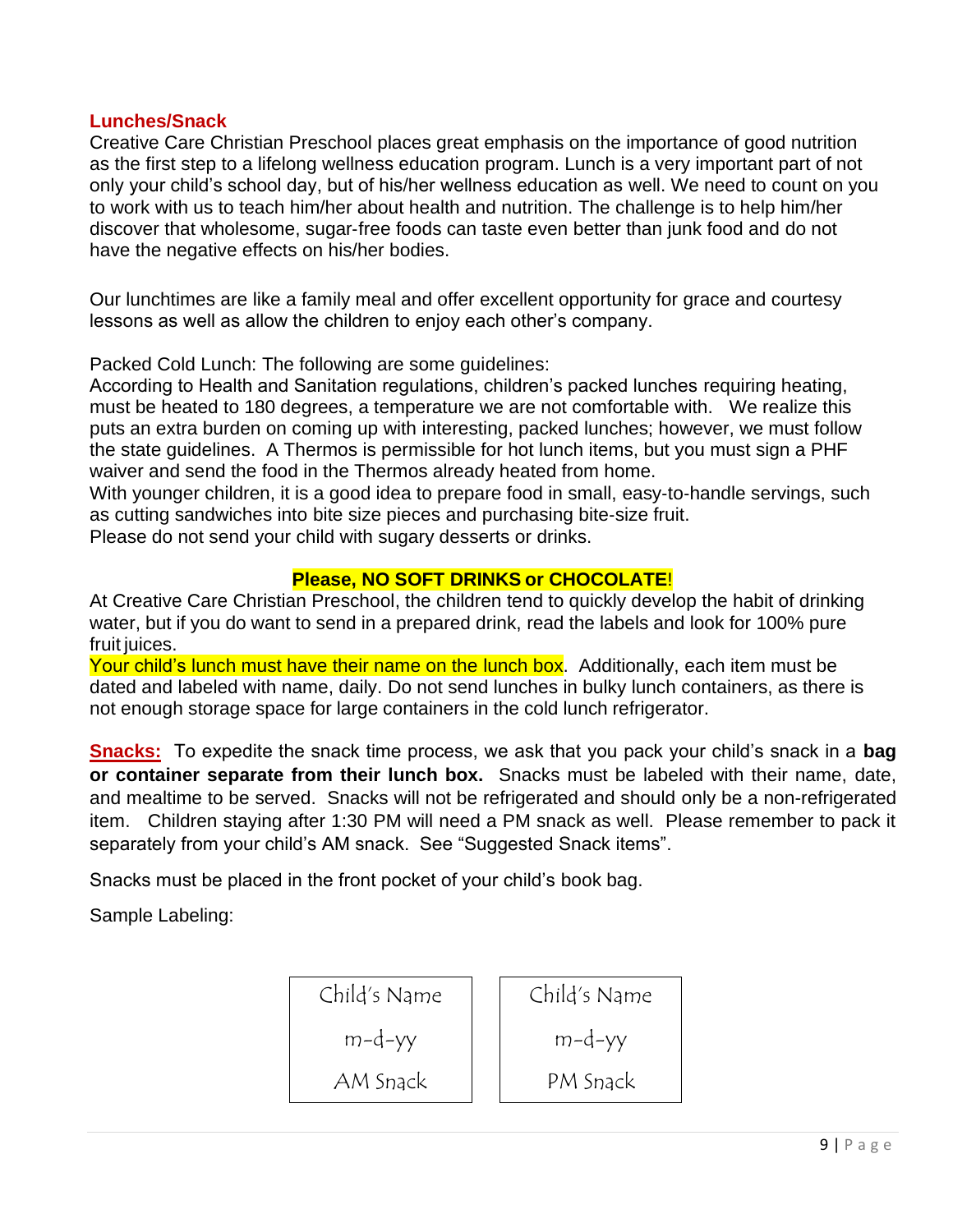## Lunches/Snack

Creative Care Christian Preschool places great emphasis on the importance of good nutrition as the first step to a lifelong wellness education program. Lunch is a very important part of not only your child's school day, but of his/her wellness education as well. We need to count on you to work with us to teach him/her about health and nutrition. The challenge is to help him/her discover that wholesome, sugar-free foods can taste even better than junk food and do not have the negative effects on his/her bodies.

Our lunchtimes are like a family meal and offer excellent opportunity for grace and courtesy lessons as well as allow the children to enjoy each other's company.

Packed Cold Lunch: The following are some guidelines:
According to Health and Sanitation regulations, children's packed lunches requiring heating, must be heated to 180 degrees, a temperature we are not comfortable with. We realize this puts an extra burden on coming up with interesting, packed lunches; however, we must follow the state guidelines. A Thermos is permissible for hot lunch items, but you must sign a PHF waiver and send the food in the Thermos already heated from home.
With younger children, it is a good idea to prepare food in small, easy-to-handle servings, such as cutting sandwiches into bite size pieces and purchasing bite-size fruit.
Please do not send your child with sugary desserts or drinks.

**Please, NO SOFT DRINKS or CHOCOLATE!**

At Creative Care Christian Preschool, the children tend to quickly develop the habit of drinking water, but if you do want to send in a prepared drink, read the labels and look for 100% pure fruit juices.
Your child's lunch must have their name on the lunch box. Additionally, each item must be dated and labeled with name, daily. Do not send lunches in bulky lunch containers, as there is not enough storage space for large containers in the cold lunch refrigerator.

**Snacks:** To expedite the snack time process, we ask that you pack your child's snack in a **bag or container separate from their lunch box.** Snacks must be labeled with their name, date, and mealtime to be served. Snacks will not be refrigerated and should only be a non-refrigerated item. Children staying after 1:30 PM will need a PM snack as well. Please remember to pack it separately from your child's AM snack. See "Suggested Snack items".

Snacks must be placed in the front pocket of your child's book bag.

Sample Labeling:

| Child's Name<br>m-d-yy<br>AM Snack | Child's Name<br>m-d-yy<br>PM Snack |
|---|---|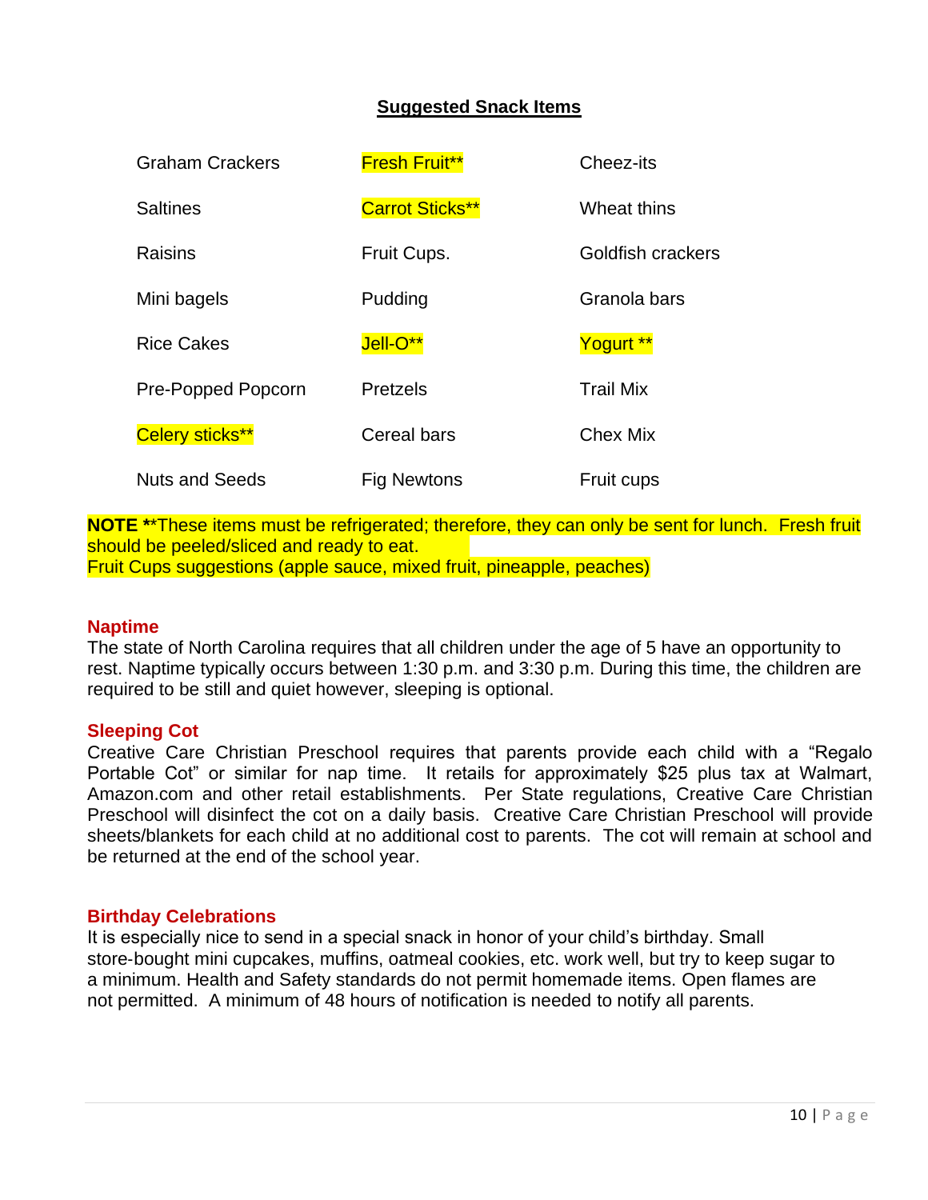## Suggested Snack Items

| | | |
|---|---|---|
| Graham Crackers | Fresh Fruit** | Cheez-its |
| Saltines | Carrot Sticks** | Wheat thins |
| Raisins | Fruit Cups. | Goldfish crackers |
| Mini bagels | Pudding | Granola bars |
| Rice Cakes | Jell-O** | Yogurt ** |
| Pre-Popped Popcorn | Pretzels | Trail Mix |
| Celery sticks** | Cereal bars | Chex Mix |
| Nuts and Seeds | Fig Newtons | Fruit cups |

**NOTE** **These items must be refrigerated; therefore, they can only be sent for lunch. Fresh fruit should be peeled/sliced and ready to eat.
Fruit Cups suggestions (apple sauce, mixed fruit, pineapple, peaches)

### Naptime

The state of North Carolina requires that all children under the age of 5 have an opportunity to rest. Naptime typically occurs between 1:30 p.m. and 3:30 p.m. During this time, the children are required to be still and quiet however, sleeping is optional.

### Sleeping Cot

Creative Care Christian Preschool requires that parents provide each child with a "Regalo Portable Cot" or similar for nap time. It retails for approximately $25 plus tax at Walmart, Amazon.com and other retail establishments. Per State regulations, Creative Care Christian Preschool will disinfect the cot on a daily basis. Creative Care Christian Preschool will provide sheets/blankets for each child at no additional cost to parents. The cot will remain at school and be returned at the end of the school year.

### Birthday Celebrations

It is especially nice to send in a special snack in honor of your child's birthday. Small store-bought mini cupcakes, muffins, oatmeal cookies, etc. work well, but try to keep sugar to a minimum. Health and Safety standards do not permit homemade items. Open flames are not permitted. A minimum of 48 hours of notification is needed to notify all parents.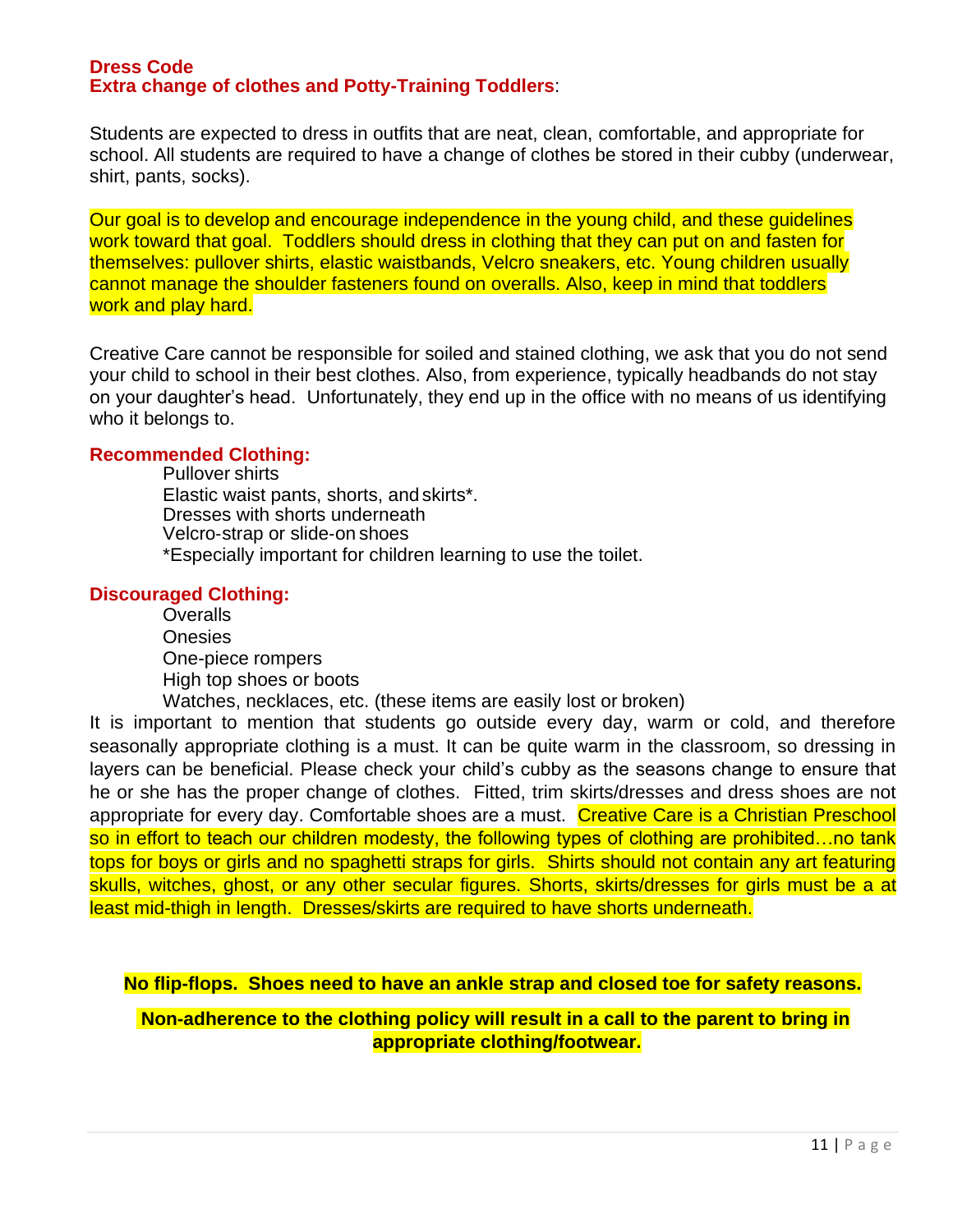## Dress Code
## Extra change of clothes and Potty-Training Toddlers:

Students are expected to dress in outfits that are neat, clean, comfortable, and appropriate for school. All students are required to have a change of clothes be stored in their cubby (underwear, shirt, pants, socks).

Our goal is to develop and encourage independence in the young child, and these guidelines work toward that goal. Toddlers should dress in clothing that they can put on and fasten for themselves: pullover shirts, elastic waistbands, Velcro sneakers, etc. Young children usually cannot manage the shoulder fasteners found on overalls. Also, keep in mind that toddlers work and play hard.

Creative Care cannot be responsible for soiled and stained clothing, we ask that you do not send your child to school in their best clothes. Also, from experience, typically headbands do not stay on your daughter's head. Unfortunately, they end up in the office with no means of us identifying who it belongs to.

### Recommended Clothing:

Pullover shirts
Elastic waist pants, shorts, and skirts*.
Dresses with shorts underneath
Velcro-strap or slide-on shoes
*Especially important for children learning to use the toilet.

### Discouraged Clothing:

Overalls
Onesies
One-piece rompers
High top shoes or boots
Watches, necklaces, etc. (these items are easily lost or broken)

It is important to mention that students go outside every day, warm or cold, and therefore seasonally appropriate clothing is a must. It can be quite warm in the classroom, so dressing in layers can be beneficial. Please check your child's cubby as the seasons change to ensure that he or she has the proper change of clothes. Fitted, trim skirts/dresses and dress shoes are not appropriate for every day. Comfortable shoes are a must. Creative Care is a Christian Preschool so in effort to teach our children modesty, the following types of clothing are prohibited…no tank tops for boys or girls and no spaghetti straps for girls. Shirts should not contain any art featuring skulls, witches, ghost, or any other secular figures. Shorts, skirts/dresses for girls must be a at least mid-thigh in length. Dresses/skirts are required to have shorts underneath.

**No flip-flops. Shoes need to have an ankle strap and closed toe for safety reasons.**

**Non-adherence to the clothing policy will result in a call to the parent to bring in appropriate clothing/footwear.**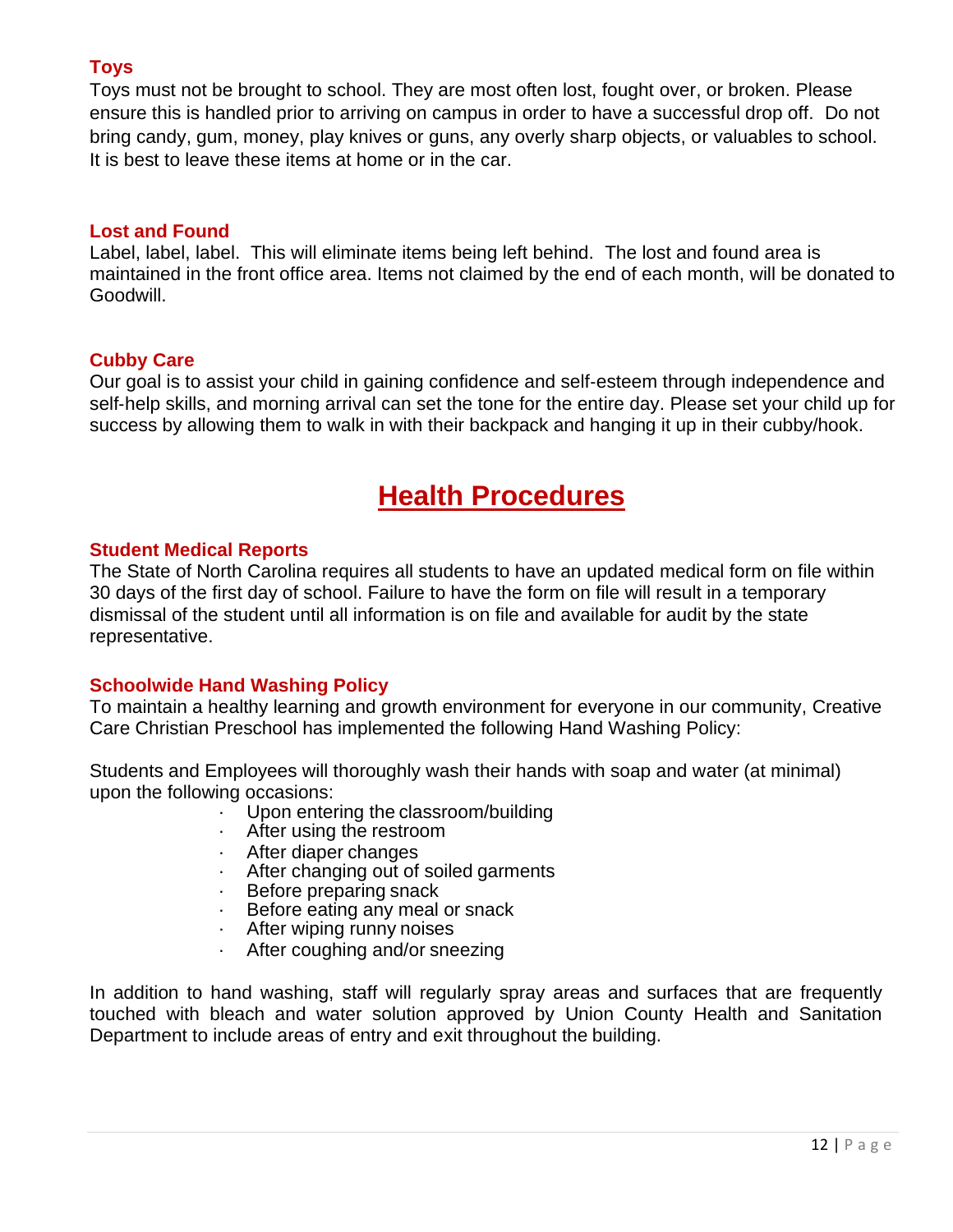### Toys

Toys must not be brought to school. They are most often lost, fought over, or broken. Please ensure this is handled prior to arriving on campus in order to have a successful drop off. Do not bring candy, gum, money, play knives or guns, any overly sharp objects, or valuables to school. It is best to leave these items at home or in the car.

### Lost and Found

Label, label, label. This will eliminate items being left behind. The lost and found area is maintained in the front office area. Items not claimed by the end of each month, will be donated to Goodwill.

### Cubby Care

Our goal is to assist your child in gaining confidence and self-esteem through independence and self-help skills, and morning arrival can set the tone for the entire day. Please set your child up for success by allowing them to walk in with their backpack and hanging it up in their cubby/hook.

## Health Procedures

### Student Medical Reports

The State of North Carolina requires all students to have an updated medical form on file within 30 days of the first day of school. Failure to have the form on file will result in a temporary dismissal of the student until all information is on file and available for audit by the state representative.

### Schoolwide Hand Washing Policy

To maintain a healthy learning and growth environment for everyone in our community, Creative Care Christian Preschool has implemented the following Hand Washing Policy:

Students and Employees will thoroughly wash their hands with soap and water (at minimal) upon the following occasions:

- Upon entering the classroom/building
- After using the restroom
- After diaper changes
- After changing out of soiled garments
- Before preparing snack
- Before eating any meal or snack
- After wiping runny noises
- After coughing and/or sneezing

In addition to hand washing, staff will regularly spray areas and surfaces that are frequently touched with bleach and water solution approved by Union County Health and Sanitation Department to include areas of entry and exit throughout the building.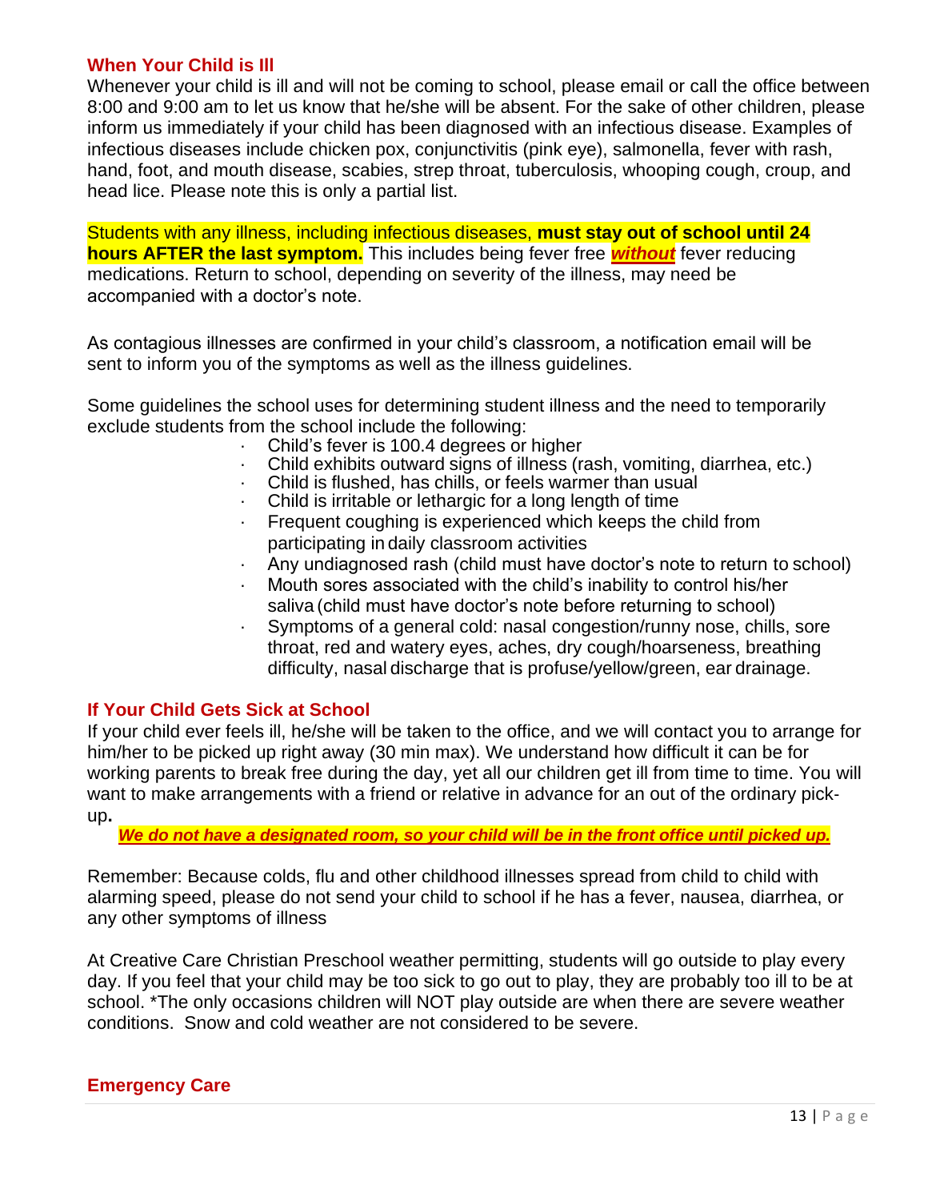## When Your Child is Ill

Whenever your child is ill and will not be coming to school, please email or call the office between 8:00 and 9:00 am to let us know that he/she will be absent. For the sake of other children, please inform us immediately if your child has been diagnosed with an infectious disease. Examples of infectious diseases include chicken pox, conjunctivitis (pink eye), salmonella, fever with rash, hand, foot, and mouth disease, scabies, strep throat, tuberculosis, whooping cough, croup, and head lice. Please note this is only a partial list.

Students with any illness, including infectious diseases, **must stay out of school until 24 hours AFTER the last symptom.** This includes being fever free ***without*** fever reducing medications. Return to school, depending on severity of the illness, may need be accompanied with a doctor's note.

As contagious illnesses are confirmed in your child's classroom, a notification email will be sent to inform you of the symptoms as well as the illness guidelines.

Some guidelines the school uses for determining student illness and the need to temporarily exclude students from the school include the following:

- Child's fever is 100.4 degrees or higher
- Child exhibits outward signs of illness (rash, vomiting, diarrhea, etc.)
- Child is flushed, has chills, or feels warmer than usual
- Child is irritable or lethargic for a long length of time
- Frequent coughing is experienced which keeps the child from participating in daily classroom activities
- Any undiagnosed rash (child must have doctor's note to return to school)
- Mouth sores associated with the child's inability to control his/her saliva (child must have doctor's note before returning to school)
- Symptoms of a general cold: nasal congestion/runny nose, chills, sore throat, red and watery eyes, aches, dry cough/hoarseness, breathing difficulty, nasal discharge that is profuse/yellow/green, ear drainage.

## If Your Child Gets Sick at School

If your child ever feels ill, he/she will be taken to the office, and we will contact you to arrange for him/her to be picked up right away (30 min max). We understand how difficult it can be for working parents to break free during the day, yet all our children get ill from time to time. You will want to make arrangements with a friend or relative in advance for an out of the ordinary pick-up**.**

***We do not have a designated room, so your child will be in the front office until picked up.***

Remember: Because colds, flu and other childhood illnesses spread from child to child with alarming speed, please do not send your child to school if he has a fever, nausea, diarrhea, or any other symptoms of illness

At Creative Care Christian Preschool weather permitting, students will go outside to play every day. If you feel that your child may be too sick to go out to play, they are probably too ill to be at school. *The only occasions children will NOT play outside are when there are severe weather conditions. Snow and cold weather are not considered to be severe.

## Emergency Care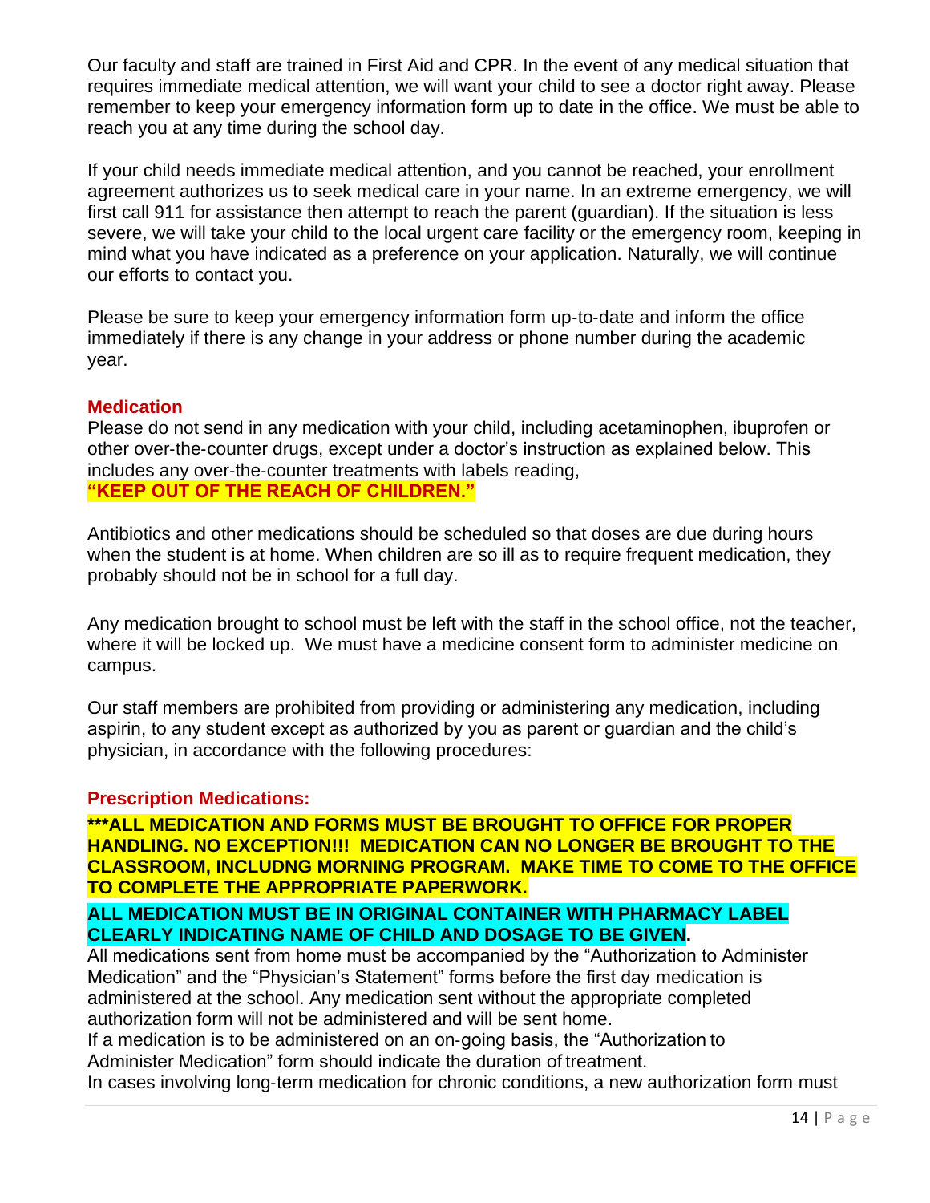Our faculty and staff are trained in First Aid and CPR. In the event of any medical situation that requires immediate medical attention, we will want your child to see a doctor right away. Please remember to keep your emergency information form up to date in the office. We must be able to reach you at any time during the school day.

If your child needs immediate medical attention, and you cannot be reached, your enrollment agreement authorizes us to seek medical care in your name. In an extreme emergency, we will first call 911 for assistance then attempt to reach the parent (guardian). If the situation is less severe, we will take your child to the local urgent care facility or the emergency room, keeping in mind what you have indicated as a preference on your application. Naturally, we will continue our efforts to contact you.

Please be sure to keep your emergency information form up-to-date and inform the office immediately if there is any change in your address or phone number during the academic year.

### Medication

Please do not send in any medication with your child, including acetaminophen, ibuprofen or other over-the-counter drugs, except under a doctor's instruction as explained below. This includes any over-the-counter treatments with labels reading,
**"KEEP OUT OF THE REACH OF CHILDREN."**

Antibiotics and other medications should be scheduled so that doses are due during hours when the student is at home. When children are so ill as to require frequent medication, they probably should not be in school for a full day.

Any medication brought to school must be left with the staff in the school office, not the teacher, where it will be locked up. We must have a medicine consent form to administer medicine on campus.

Our staff members are prohibited from providing or administering any medication, including aspirin, to any student except as authorized by you as parent or guardian and the child's physician, in accordance with the following procedures:

### Prescription Medications:

**\*\*\*ALL MEDICATION AND FORMS MUST BE BROUGHT TO OFFICE FOR PROPER HANDLING. NO EXCEPTION!!! MEDICATION CAN NO LONGER BE BROUGHT TO THE CLASSROOM, INCLUDNG MORNING PROGRAM. MAKE TIME TO COME TO THE OFFICE TO COMPLETE THE APPROPRIATE PAPERWORK.**

**ALL MEDICATION MUST BE IN ORIGINAL CONTAINER WITH PHARMACY LABEL CLEARLY INDICATING NAME OF CHILD AND DOSAGE TO BE GIVEN.**

All medications sent from home must be accompanied by the "Authorization to Administer Medication" and the "Physician's Statement" forms before the first day medication is administered at the school. Any medication sent without the appropriate completed authorization form will not be administered and will be sent home.

If a medication is to be administered on an on-going basis, the "Authorization to Administer Medication" form should indicate the duration of treatment.

In cases involving long-term medication for chronic conditions, a new authorization form must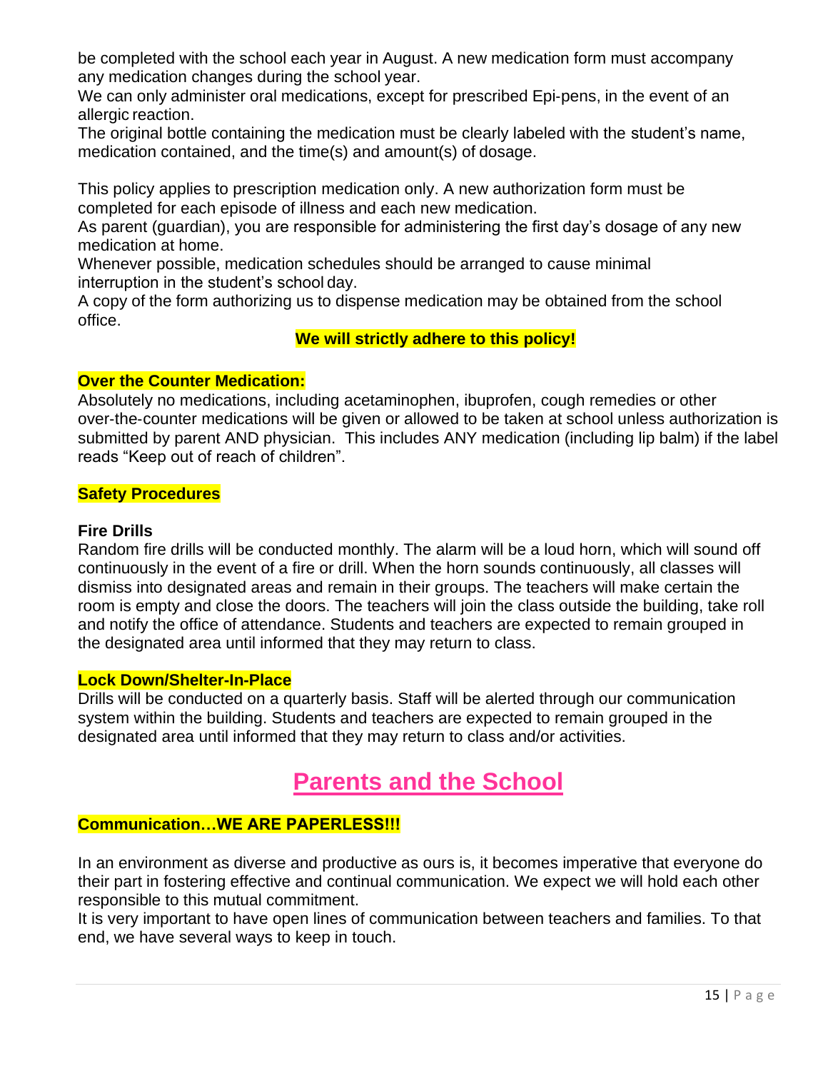be completed with the school each year in August. A new medication form must accompany any medication changes during the school year.

We can only administer oral medications, except for prescribed Epi-pens, in the event of an allergic reaction.

The original bottle containing the medication must be clearly labeled with the student's name, medication contained, and the time(s) and amount(s) of dosage.

This policy applies to prescription medication only. A new authorization form must be completed for each episode of illness and each new medication.

As parent (guardian), you are responsible for administering the first day's dosage of any new medication at home.

Whenever possible, medication schedules should be arranged to cause minimal interruption in the student's school day.

A copy of the form authorizing us to dispense medication may be obtained from the school office.

**We will strictly adhere to this policy!**

**Over the Counter Medication:**

Absolutely no medications, including acetaminophen, ibuprofen, cough remedies or other over-the-counter medications will be given or allowed to be taken at school unless authorization is submitted by parent AND physician. This includes ANY medication (including lip balm) if the label reads "Keep out of reach of children".

**Safety Procedures**

**Fire Drills**

Random fire drills will be conducted monthly. The alarm will be a loud horn, which will sound off continuously in the event of a fire or drill. When the horn sounds continuously, all classes will dismiss into designated areas and remain in their groups. The teachers will make certain the room is empty and close the doors. The teachers will join the class outside the building, take roll and notify the office of attendance. Students and teachers are expected to remain grouped in the designated area until informed that they may return to class.

**Lock Down/Shelter-In-Place**

Drills will be conducted on a quarterly basis. Staff will be alerted through our communication system within the building. Students and teachers are expected to remain grouped in the designated area until informed that they may return to class and/or activities.

# Parents and the School

**Communication…WE ARE PAPERLESS!!!**

In an environment as diverse and productive as ours is, it becomes imperative that everyone do their part in fostering effective and continual communication. We expect we will hold each other responsible to this mutual commitment.

It is very important to have open lines of communication between teachers and families. To that end, we have several ways to keep in touch.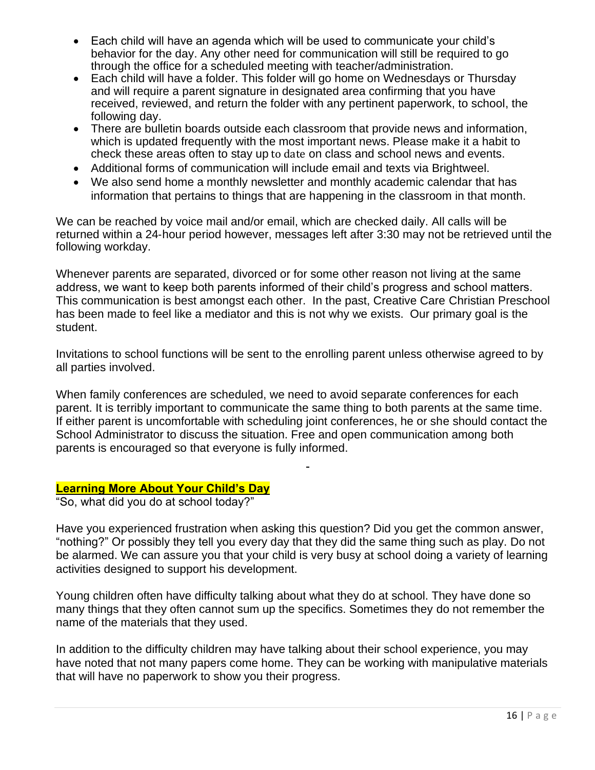- Each child will have an agenda which will be used to communicate your child's behavior for the day. Any other need for communication will still be required to go through the office for a scheduled meeting with teacher/administration.
- Each child will have a folder. This folder will go home on Wednesdays or Thursday and will require a parent signature in designated area confirming that you have received, reviewed, and return the folder with any pertinent paperwork, to school, the following day.
- There are bulletin boards outside each classroom that provide news and information, which is updated frequently with the most important news. Please make it a habit to check these areas often to stay up to date on class and school news and events.
- Additional forms of communication will include email and texts via Brightweel.
- We also send home a monthly newsletter and monthly academic calendar that has information that pertains to things that are happening in the classroom in that month.

We can be reached by voice mail and/or email, which are checked daily. All calls will be returned within a 24-hour period however, messages left after 3:30 may not be retrieved until the following workday.

Whenever parents are separated, divorced or for some other reason not living at the same address, we want to keep both parents informed of their child's progress and school matters. This communication is best amongst each other. In the past, Creative Care Christian Preschool has been made to feel like a mediator and this is not why we exists. Our primary goal is the student.

Invitations to school functions will be sent to the enrolling parent unless otherwise agreed to by all parties involved.

When family conferences are scheduled, we need to avoid separate conferences for each parent. It is terribly important to communicate the same thing to both parents at the same time. If either parent is uncomfortable with scheduling joint conferences, he or she should contact the School Administrator to discuss the situation. Free and open communication among both parents is encouraged so that everyone is fully informed.

## Learning More About Your Child's Day

"So, what did you do at school today?"

Have you experienced frustration when asking this question? Did you get the common answer, "nothing?" Or possibly they tell you every day that they did the same thing such as play. Do not be alarmed. We can assure you that your child is very busy at school doing a variety of learning activities designed to support his development.

Young children often have difficulty talking about what they do at school. They have done so many things that they often cannot sum up the specifics. Sometimes they do not remember the name of the materials that they used.

In addition to the difficulty children may have talking about their school experience, you may have noted that not many papers come home. They can be working with manipulative materials that will have no paperwork to show you their progress.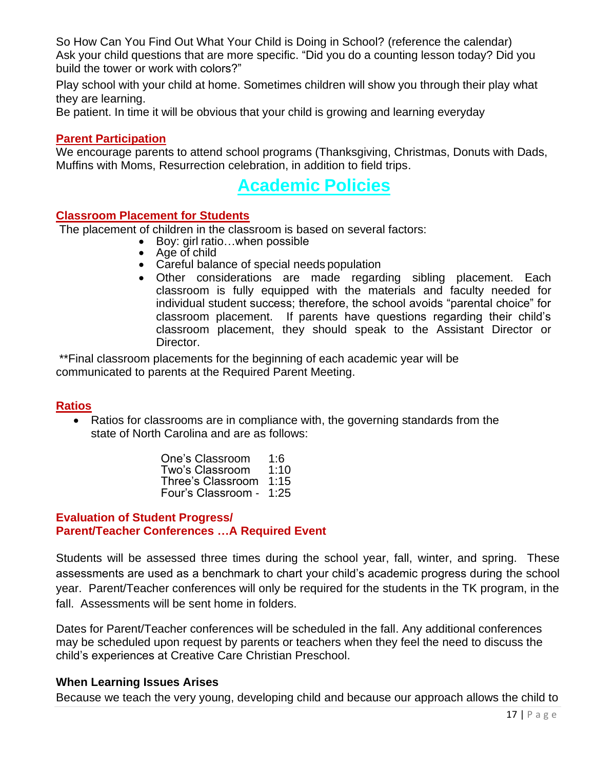So How Can You Find Out What Your Child is Doing in School? (reference the calendar)
Ask your child questions that are more specific. “Did you do a counting lesson today? Did you build the tower or work with colors?”

Play school with your child at home. Sometimes children will show you through their play what they are learning.

Be patient. In time it will be obvious that your child is growing and learning everyday

### Parent Participation

We encourage parents to attend school programs (Thanksgiving, Christmas, Donuts with Dads, Muffins with Moms, Resurrection celebration, in addition to field trips.

# Academic Policies

### Classroom Placement for Students

The placement of children in the classroom is based on several factors:

- Boy: girl ratio…when possible
- Age of child
- Careful balance of special needs population
- Other considerations are made regarding sibling placement. Each classroom is fully equipped with the materials and faculty needed for individual student success; therefore, the school avoids “parental choice” for classroom placement. If parents have questions regarding their child’s classroom placement, they should speak to the Assistant Director or Director.

**Final classroom placements for the beginning of each academic year will be communicated to parents at the Required Parent Meeting.

### Ratios

- Ratios for classrooms are in compliance with, the governing standards from the state of North Carolina and are as follows:

| | |
|---|---|
| One’s Classroom | 1:6 |
| Two’s Classroom | 1:10 |
| Three’s Classroom | 1:15 |
| Four’s Classroom - | 1:25 |

### Evaluation of Student Progress/ Parent/Teacher Conferences …A Required Event

Students will be assessed three times during the school year, fall, winter, and spring. These assessments are used as a benchmark to chart your child’s academic progress during the school year. Parent/Teacher conferences will only be required for the students in the TK program, in the fall. Assessments will be sent home in folders.

Dates for Parent/Teacher conferences will be scheduled in the fall. Any additional conferences may be scheduled upon request by parents or teachers when they feel the need to discuss the child’s experiences at Creative Care Christian Preschool.

### When Learning Issues Arises

Because we teach the very young, developing child and because our approach allows the child to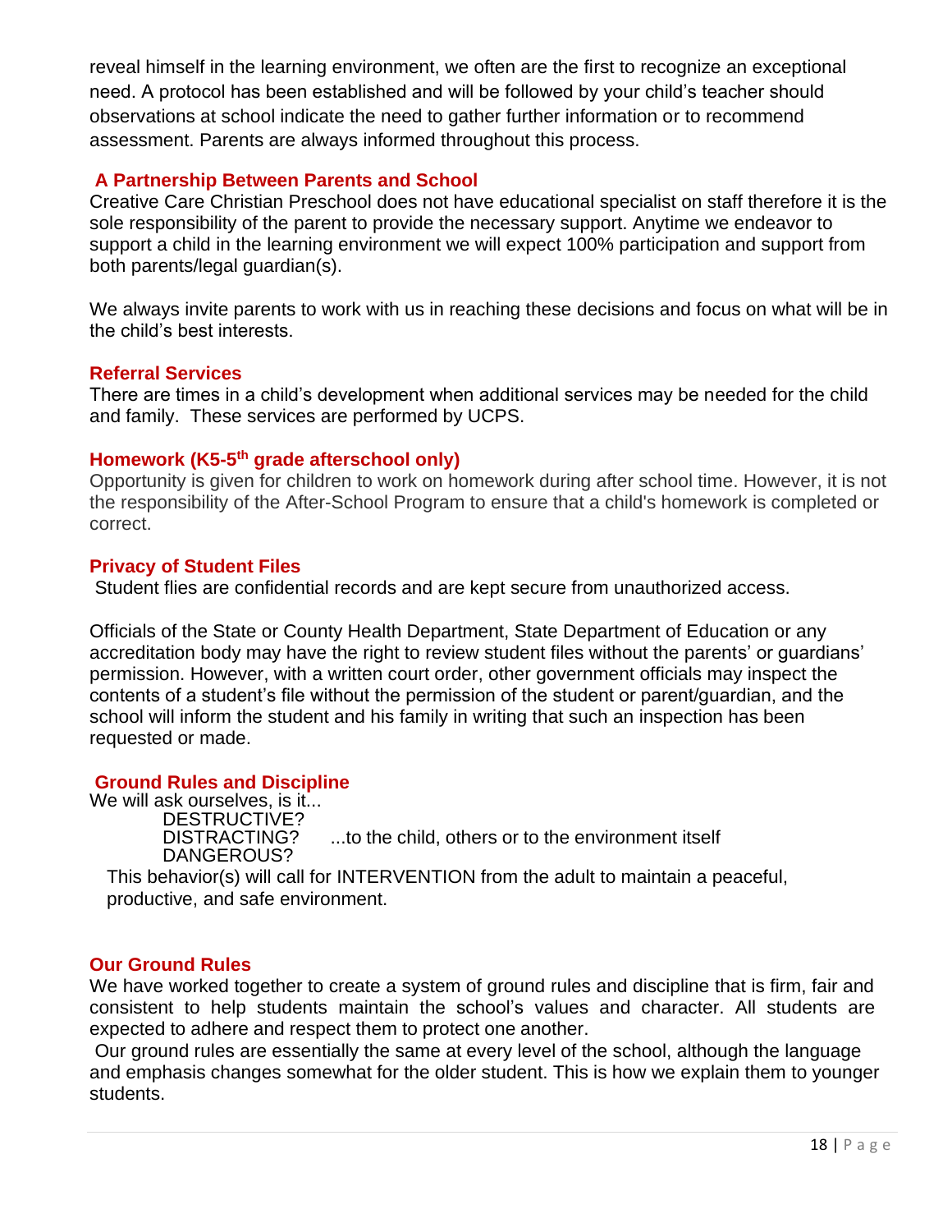reveal himself in the learning environment, we often are the first to recognize an exceptional need. A protocol has been established and will be followed by your child's teacher should observations at school indicate the need to gather further information or to recommend assessment. Parents are always informed throughout this process.

## A Partnership Between Parents and School

Creative Care Christian Preschool does not have educational specialist on staff therefore it is the sole responsibility of the parent to provide the necessary support. Anytime we endeavor to support a child in the learning environment we will expect 100% participation and support from both parents/legal guardian(s).

We always invite parents to work with us in reaching these decisions and focus on what will be in the child's best interests.

## Referral Services

There are times in a child's development when additional services may be needed for the child and family. These services are performed by UCPS.

## Homework (K5-5th grade afterschool only)

Opportunity is given for children to work on homework during after school time. However, it is not the responsibility of the After-School Program to ensure that a child's homework is completed or correct.

## Privacy of Student Files

Student flies are confidential records and are kept secure from unauthorized access.

Officials of the State or County Health Department, State Department of Education or any accreditation body may have the right to review student files without the parents' or guardians' permission. However, with a written court order, other government officials may inspect the contents of a student's file without the permission of the student or parent/guardian, and the school will inform the student and his family in writing that such an inspection has been requested or made.

## Ground Rules and Discipline

We will ask ourselves, is it...

DESTRUCTIVE?
DISTRACTING? ...to the child, others or to the environment itself
DANGEROUS?

This behavior(s) will call for INTERVENTION from the adult to maintain a peaceful, productive, and safe environment.

## Our Ground Rules

We have worked together to create a system of ground rules and discipline that is firm, fair and consistent to help students maintain the school's values and character. All students are expected to adhere and respect them to protect one another.

Our ground rules are essentially the same at every level of the school, although the language and emphasis changes somewhat for the older student. This is how we explain them to younger students.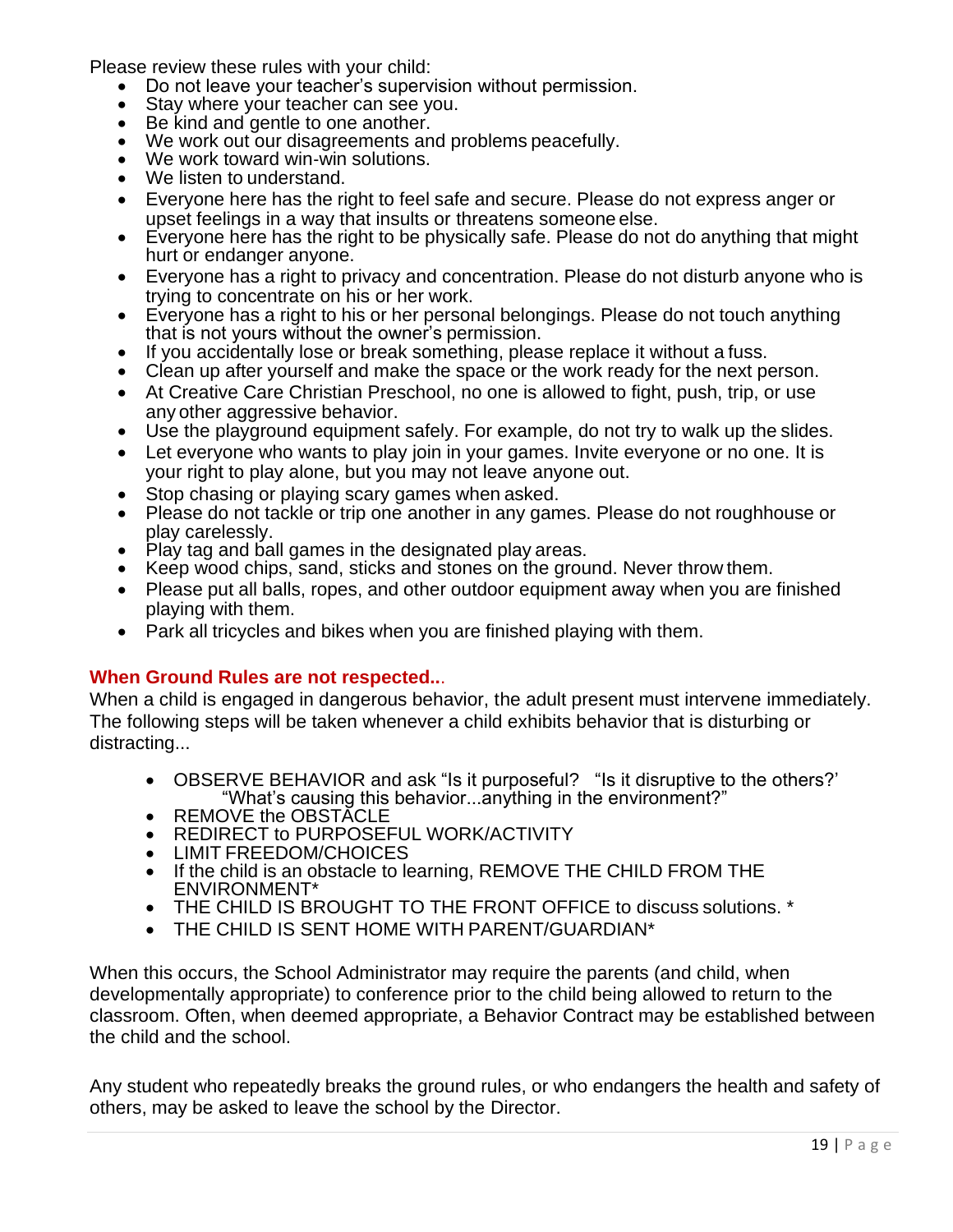Please review these rules with your child:

- Do not leave your teacher's supervision without permission.
- Stay where your teacher can see you.
- Be kind and gentle to one another.
- We work out our disagreements and problems peacefully.
- We work toward win-win solutions.
- We listen to understand.
- Everyone here has the right to feel safe and secure. Please do not express anger or upset feelings in a way that insults or threatens someone else.
- Everyone here has the right to be physically safe. Please do not do anything that might hurt or endanger anyone.
- Everyone has a right to privacy and concentration. Please do not disturb anyone who is trying to concentrate on his or her work.
- Everyone has a right to his or her personal belongings. Please do not touch anything that is not yours without the owner's permission.
- If you accidentally lose or break something, please replace it without a fuss.
- Clean up after yourself and make the space or the work ready for the next person.
- At Creative Care Christian Preschool, no one is allowed to fight, push, trip, or use any other aggressive behavior.
- Use the playground equipment safely. For example, do not try to walk up the slides.
- Let everyone who wants to play join in your games. Invite everyone or no one. It is your right to play alone, but you may not leave anyone out.
- Stop chasing or playing scary games when asked.
- Please do not tackle or trip one another in any games. Please do not roughhouse or play carelessly.
- Play tag and ball games in the designated play areas.
- Keep wood chips, sand, sticks and stones on the ground. Never throw them.
- Please put all balls, ropes, and other outdoor equipment away when you are finished playing with them.
- Park all tricycles and bikes when you are finished playing with them.

**When Ground Rules are not respected...**

When a child is engaged in dangerous behavior, the adult present must intervene immediately. The following steps will be taken whenever a child exhibits behavior that is disturbing or distracting...

- OBSERVE BEHAVIOR and ask "Is it purposeful? "Is it disruptive to the others?' "What's causing this behavior...anything in the environment?"
- REMOVE the OBSTACLE
- REDIRECT to PURPOSEFUL WORK/ACTIVITY
- LIMIT FREEDOM/CHOICES
- If the child is an obstacle to learning, REMOVE THE CHILD FROM THE ENVIRONMENT*
- THE CHILD IS BROUGHT TO THE FRONT OFFICE to discuss solutions. *
- THE CHILD IS SENT HOME WITH PARENT/GUARDIAN*

When this occurs, the School Administrator may require the parents (and child, when developmentally appropriate) to conference prior to the child being allowed to return to the classroom. Often, when deemed appropriate, a Behavior Contract may be established between the child and the school.

Any student who repeatedly breaks the ground rules, or who endangers the health and safety of others, may be asked to leave the school by the Director.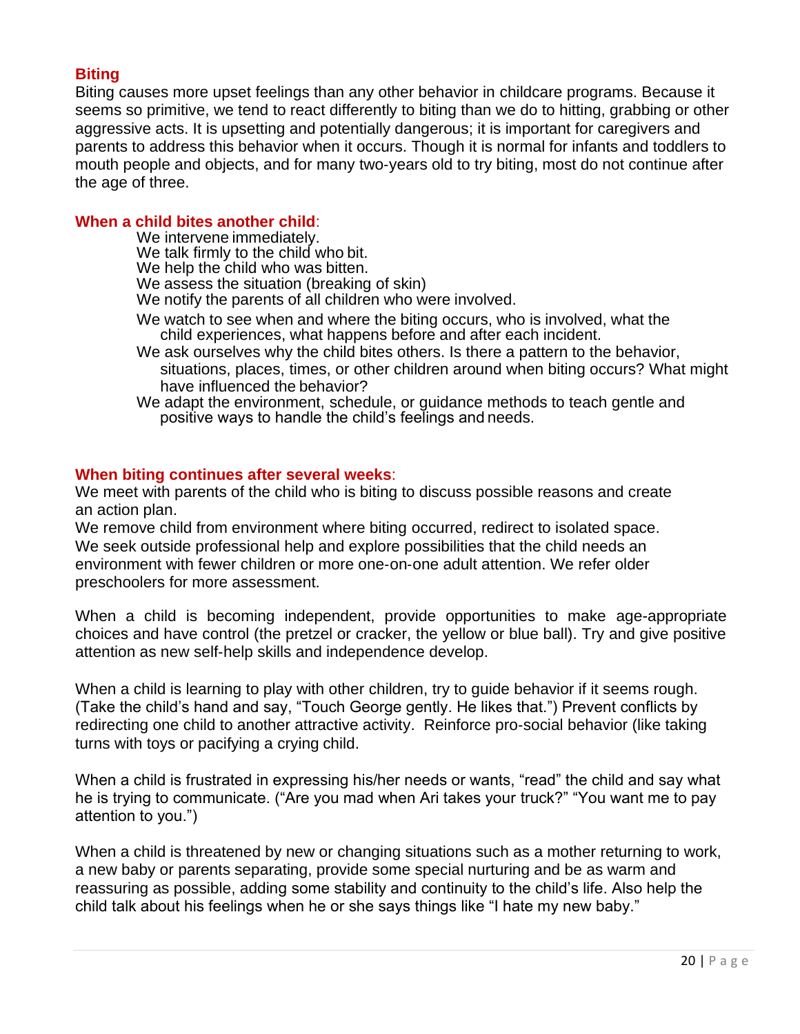## Biting

Biting causes more upset feelings than any other behavior in childcare programs. Because it seems so primitive, we tend to react differently to biting than we do to hitting, grabbing or other aggressive acts. It is upsetting and potentially dangerous; it is important for caregivers and parents to address this behavior when it occurs. Though it is normal for infants and toddlers to mouth people and objects, and for many two-years old to try biting, most do not continue after the age of three.

### When a child bites another child:

We intervene immediately.  
We talk firmly to the child who bit.  
We help the child who was bitten.  
We assess the situation (breaking of skin)  
We notify the parents of all children who were involved.  
We watch to see when and where the biting occurs, who is involved, what the child experiences, what happens before and after each incident.  
We ask ourselves why the child bites others. Is there a pattern to the behavior, situations, places, times, or other children around when biting occurs? What might have influenced the behavior?  
We adapt the environment, schedule, or guidance methods to teach gentle and positive ways to handle the child's feelings and needs.

### When biting continues after several weeks:

We meet with parents of the child who is biting to discuss possible reasons and create an action plan.  
We remove child from environment where biting occurred, redirect to isolated space.  
We seek outside professional help and explore possibilities that the child needs an environment with fewer children or more one-on-one adult attention. We refer older preschoolers for more assessment.

When a child is becoming independent, provide opportunities to make age-appropriate choices and have control (the pretzel or cracker, the yellow or blue ball). Try and give positive attention as new self-help skills and independence develop.

When a child is learning to play with other children, try to guide behavior if it seems rough. (Take the child's hand and say, "Touch George gently. He likes that.") Prevent conflicts by redirecting one child to another attractive activity. Reinforce pro-social behavior (like taking turns with toys or pacifying a crying child.

When a child is frustrated in expressing his/her needs or wants, "read" the child and say what he is trying to communicate. ("Are you mad when Ari takes your truck?" "You want me to pay attention to you.")

When a child is threatened by new or changing situations such as a mother returning to work, a new baby or parents separating, provide some special nurturing and be as warm and reassuring as possible, adding some stability and continuity to the child's life. Also help the child talk about his feelings when he or she says things like "I hate my new baby."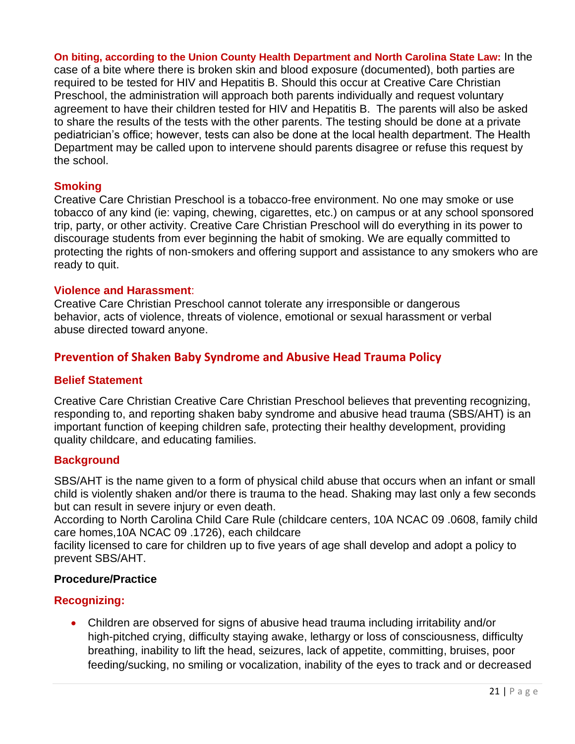**On biting, according to the Union County Health Department and North Carolina State Law:** In the case of a bite where there is broken skin and blood exposure (documented), both parties are required to be tested for HIV and Hepatitis B. Should this occur at Creative Care Christian Preschool, the administration will approach both parents individually and request voluntary agreement to have their children tested for HIV and Hepatitis B. The parents will also be asked to share the results of the tests with the other parents. The testing should be done at a private pediatrician's office; however, tests can also be done at the local health department. The Health Department may be called upon to intervene should parents disagree or refuse this request by the school.

### Smoking

Creative Care Christian Preschool is a tobacco-free environment. No one may smoke or use tobacco of any kind (ie: vaping, chewing, cigarettes, etc.) on campus or at any school sponsored trip, party, or other activity. Creative Care Christian Preschool will do everything in its power to discourage students from ever beginning the habit of smoking. We are equally committed to protecting the rights of non-smokers and offering support and assistance to any smokers who are ready to quit.

### Violence and Harassment:

Creative Care Christian Preschool cannot tolerate any irresponsible or dangerous behavior, acts of violence, threats of violence, emotional or sexual harassment or verbal abuse directed toward anyone.

## Prevention of Shaken Baby Syndrome and Abusive Head Trauma Policy

### Belief Statement

Creative Care Christian Creative Care Christian Preschool believes that preventing recognizing, responding to, and reporting shaken baby syndrome and abusive head trauma (SBS/AHT) is an important function of keeping children safe, protecting their healthy development, providing quality childcare, and educating families.

### Background

SBS/AHT is the name given to a form of physical child abuse that occurs when an infant or small child is violently shaken and/or there is trauma to the head. Shaking may last only a few seconds but can result in severe injury or even death.
According to North Carolina Child Care Rule (childcare centers, 10A NCAC 09 .0608, family child care homes,10A NCAC 09 .1726), each childcare
facility licensed to care for children up to five years of age shall develop and adopt a policy to prevent SBS/AHT.

**Procedure/Practice**

### Recognizing:

- Children are observed for signs of abusive head trauma including irritability and/or high-pitched crying, difficulty staying awake, lethargy or loss of consciousness, difficulty breathing, inability to lift the head, seizures, lack of appetite, committing, bruises, poor feeding/sucking, no smiling or vocalization, inability of the eyes to track and or decreased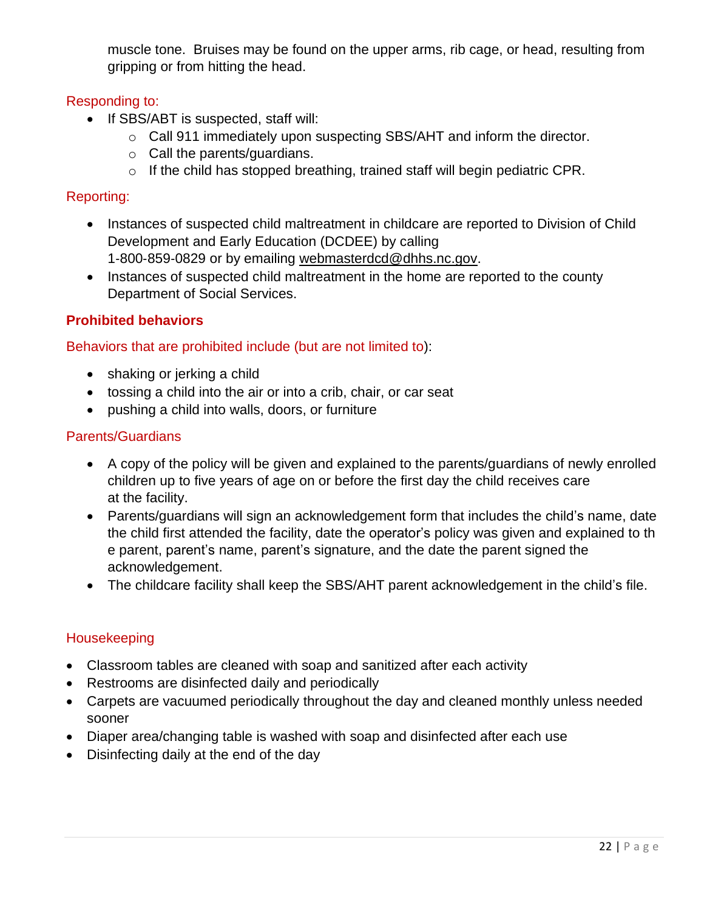muscle tone. Bruises may be found on the upper arms, rib cage, or head, resulting from gripping or from hitting the head.

Responding to:

- If SBS/ABT is suspected, staff will:
  - Call 911 immediately upon suspecting SBS/AHT and inform the director.
  - Call the parents/guardians.
  - If the child has stopped breathing, trained staff will begin pediatric CPR.

Reporting:

- Instances of suspected child maltreatment in childcare are reported to Division of Child Development and Early Education (DCDEE) by calling 1-800-859-0829 or by emailing webmasterdcd@dhhs.nc.gov.
- Instances of suspected child maltreatment in the home are reported to the county Department of Social Services.

**Prohibited behaviors**

Behaviors that are prohibited include (but are not limited to):

- shaking or jerking a child
- tossing a child into the air or into a crib, chair, or car seat
- pushing a child into walls, doors, or furniture

Parents/Guardians

- A copy of the policy will be given and explained to the parents/guardians of newly enrolled children up to five years of age on or before the first day the child receives care at the facility.
- Parents/guardians will sign an acknowledgement form that includes the child's name, date the child first attended the facility, date the operator's policy was given and explained to th e parent, parent's name, parent's signature, and the date the parent signed the acknowledgement.
- The childcare facility shall keep the SBS/AHT parent acknowledgement in the child's file.

Housekeeping

- Classroom tables are cleaned with soap and sanitized after each activity
- Restrooms are disinfected daily and periodically
- Carpets are vacuumed periodically throughout the day and cleaned monthly unless needed sooner
- Diaper area/changing table is washed with soap and disinfected after each use
- Disinfecting daily at the end of the day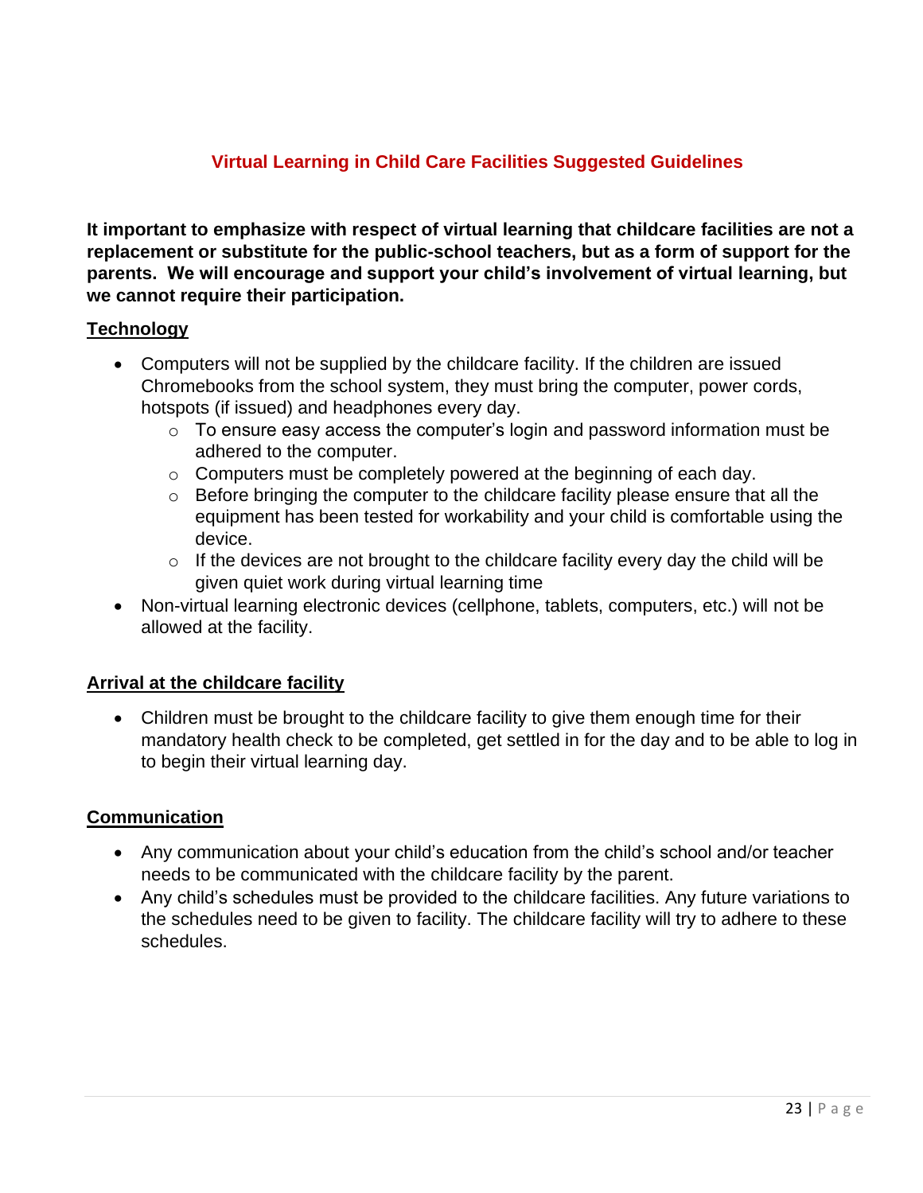## Virtual Learning in Child Care Facilities Suggested Guidelines

**It important to emphasize with respect of virtual learning that childcare facilities are not a replacement or substitute for the public-school teachers, but as a form of support for the parents. We will encourage and support your child's involvement of virtual learning, but we cannot require their participation.**

### Technology

- Computers will not be supplied by the childcare facility. If the children are issued Chromebooks from the school system, they must bring the computer, power cords, hotspots (if issued) and headphones every day.
  - To ensure easy access the computer's login and password information must be adhered to the computer.
  - Computers must be completely powered at the beginning of each day.
  - Before bringing the computer to the childcare facility please ensure that all the equipment has been tested for workability and your child is comfortable using the device.
  - If the devices are not brought to the childcare facility every day the child will be given quiet work during virtual learning time
- Non-virtual learning electronic devices (cellphone, tablets, computers, etc.) will not be allowed at the facility.

### Arrival at the childcare facility

- Children must be brought to the childcare facility to give them enough time for their mandatory health check to be completed, get settled in for the day and to be able to log in to begin their virtual learning day.

### Communication

- Any communication about your child's education from the child's school and/or teacher needs to be communicated with the childcare facility by the parent.
- Any child's schedules must be provided to the childcare facilities. Any future variations to the schedules need to be given to facility. The childcare facility will try to adhere to these schedules.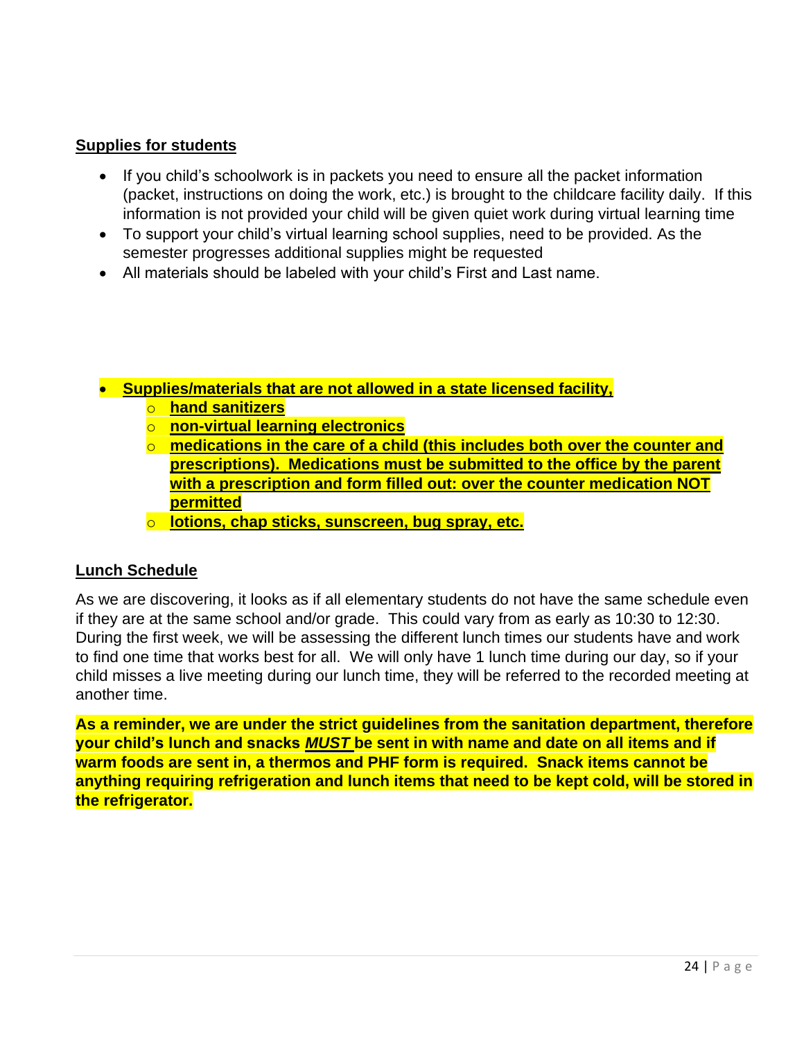## Supplies for students

- If you child's schoolwork is in packets you need to ensure all the packet information (packet, instructions on doing the work, etc.) is brought to the childcare facility daily. If this information is not provided your child will be given quiet work during virtual learning time
- To support your child's virtual learning school supplies, need to be provided. As the semester progresses additional supplies might be requested
- All materials should be labeled with your child's First and Last name.

- **Supplies/materials that are not allowed in a state licensed facility,**
  - **hand sanitizers**
  - **non-virtual learning electronics**
  - **medications in the care of a child (this includes both over the counter and prescriptions). Medications must be submitted to the office by the parent with a prescription and form filled out: over the counter medication NOT permitted**
  - **lotions, chap sticks, sunscreen, bug spray, etc.**

## Lunch Schedule

As we are discovering, it looks as if all elementary students do not have the same schedule even if they are at the same school and/or grade. This could vary from as early as 10:30 to 12:30. During the first week, we will be assessing the different lunch times our students have and work to find one time that works best for all. We will only have 1 lunch time during our day, so if your child misses a live meeting during our lunch time, they will be referred to the recorded meeting at another time.

**As a reminder, we are under the strict guidelines from the sanitation department, therefore your child's lunch and snacks *MUST* be sent in with name and date on all items and if warm foods are sent in, a thermos and PHF form is required. Snack items cannot be anything requiring refrigeration and lunch items that need to be kept cold, will be stored in the refrigerator.**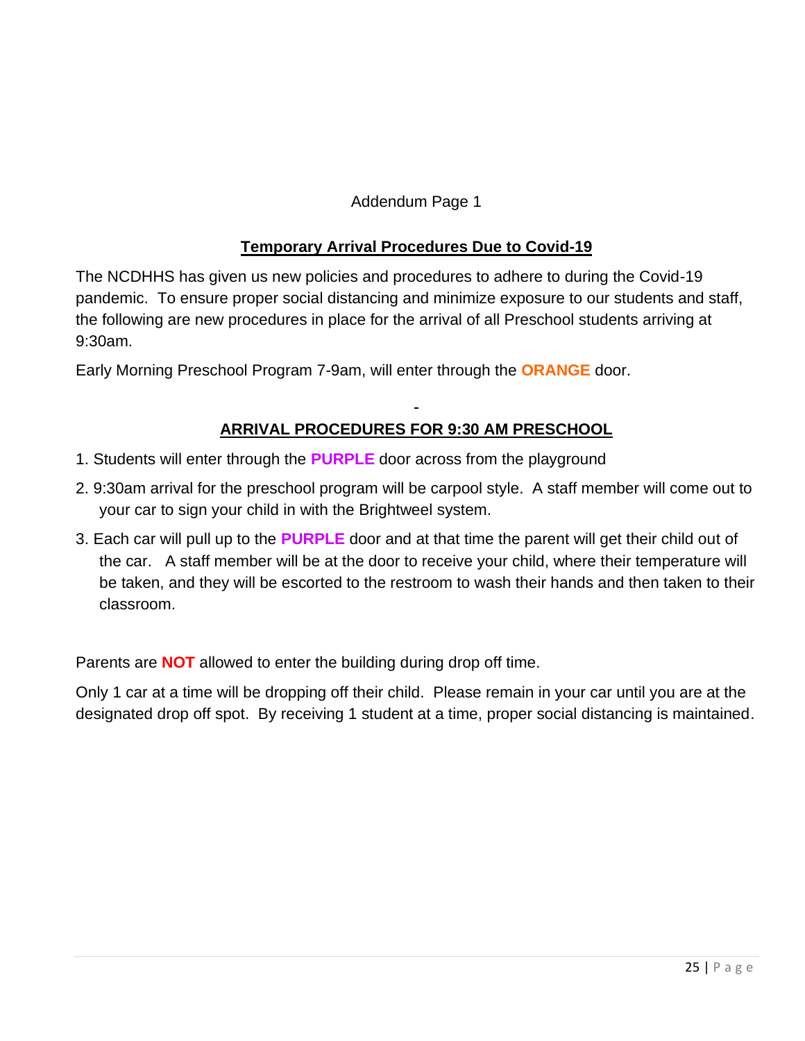Addendum Page 1

## Temporary Arrival Procedures Due to Covid-19

The NCDHHS has given us new policies and procedures to adhere to during the Covid-19 pandemic. To ensure proper social distancing and minimize exposure to our students and staff, the following are new procedures in place for the arrival of all Preschool students arriving at 9:30am.

Early Morning Preschool Program 7-9am, will enter through the **ORANGE** door.

-

## ARRIVAL PROCEDURES FOR 9:30 AM PRESCHOOL

1. Students will enter through the **PURPLE** door across from the playground
2. 9:30am arrival for the preschool program will be carpool style. A staff member will come out to your car to sign your child in with the Brightweel system.
3. Each car will pull up to the **PURPLE** door and at that time the parent will get their child out of the car. A staff member will be at the door to receive your child, where their temperature will be taken, and they will be escorted to the restroom to wash their hands and then taken to their classroom.

Parents are **NOT** allowed to enter the building during drop off time.

Only 1 car at a time will be dropping off their child. Please remain in your car until you are at the designated drop off spot. By receiving 1 student at a time, proper social distancing is maintained.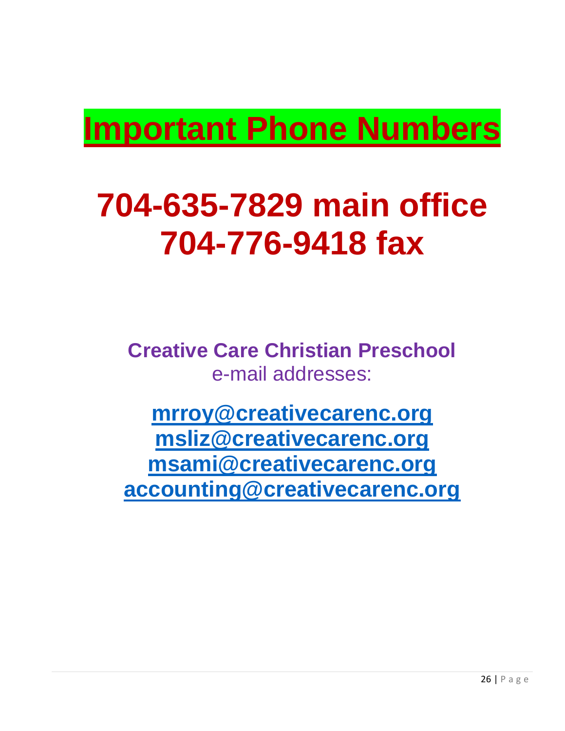# Important Phone Numbers

## 704-635-7829 main office
## 704-776-9418 fax

**Creative Care Christian Preschool**
e-mail addresses:

**mrroy@creativecarenc.org**
**msliz@creativecarenc.org**
**msami@creativecarenc.org**
**accounting@creativecarenc.org**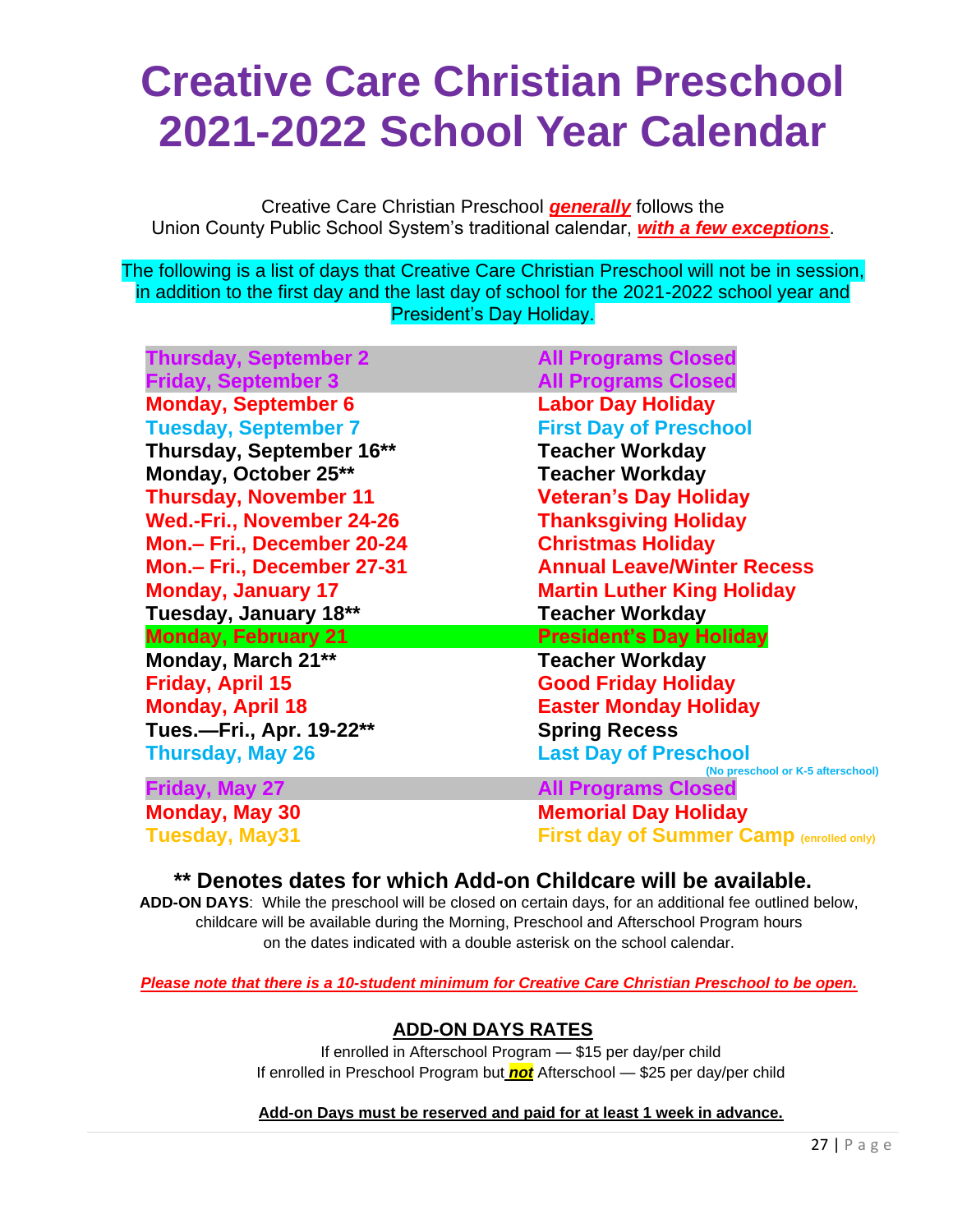# Creative Care Christian Preschool 2021-2022 School Year Calendar

Creative Care Christian Preschool ***generally*** follows the Union County Public School System's traditional calendar, ***with a few exceptions***.

The following is a list of days that Creative Care Christian Preschool will not be in session, in addition to the first day and the last day of school for the 2021-2022 school year and President's Day Holiday.

| Date | Event |
|---|---|
| **Thursday, September 2** | **All Programs Closed** |
| **Friday, September 3** | **All Programs Closed** |
| **Monday, September 6** | **Labor Day Holiday** |
| **Tuesday, September 7** | **First Day of Preschool** |
| **Thursday, September 16**** | **Teacher Workday** |
| **Monday, October 25**** | **Teacher Workday** |
| **Thursday, November 11** | **Veteran's Day Holiday** |
| **Wed.-Fri., November 24-26** | **Thanksgiving Holiday** |
| **Mon.– Fri., December 20-24** | **Christmas Holiday** |
| **Mon.– Fri., December 27-31** | **Annual Leave/Winter Recess** |
| **Monday, January 17** | **Martin Luther King Holiday** |
| **Tuesday, January 18**** | **Teacher Workday** |
| **Monday, February 21** | **President's Day Holiday** |
| **Monday, March 21**** | **Teacher Workday** |
| **Friday, April 15** | **Good Friday Holiday** |
| **Monday, April 18** | **Easter Monday Holiday** |
| **Tues.—Fri., Apr. 19-22**** | **Spring Recess** |
| **Thursday, May 26** | **Last Day of Preschool** (No preschool or K-5 afterschool) |
| **Friday, May 27** | **All Programs Closed** |
| **Monday, May 30** | **Memorial Day Holiday** |
| **Tuesday, May31** | **First day of Summer Camp** (enrolled only) |

## ** Denotes dates for which Add-on Childcare will be available.

**ADD-ON DAYS**: While the preschool will be closed on certain days, for an additional fee outlined below, childcare will be available during the Morning, Preschool and Afterschool Program hours on the dates indicated with a double asterisk on the school calendar.

***Please note that there is a 10-student minimum for Creative Care Christian Preschool to be open.***

**ADD-ON DAYS RATES**

If enrolled in Afterschool Program — $15 per day/per child

If enrolled in Preschool Program but ***not*** Afterschool — $25 per day/per child

**Add-on Days must be reserved and paid for at least 1 week in advance.**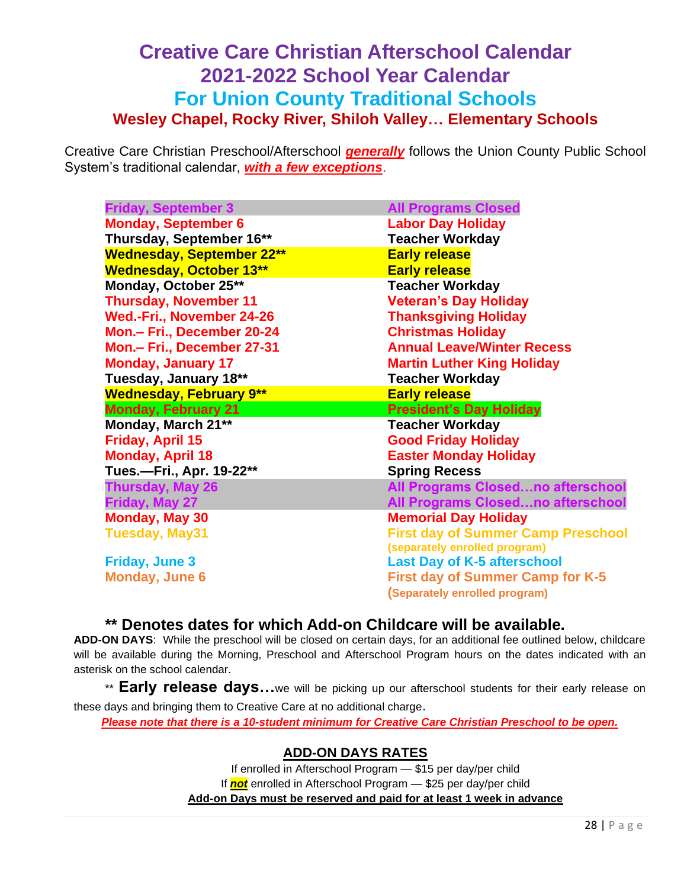# Creative Care Christian Afterschool Calendar
# 2021-2022 School Year Calendar
## For Union County Traditional Schools
### Wesley Chapel, Rocky River, Shiloh Valley… Elementary Schools

Creative Care Christian Preschool/Afterschool ***generally*** follows the Union County Public School System's traditional calendar, ***with a few exceptions***.

| Date | Event |
|---|---|
| **Friday, September 3** | **All Programs Closed** |
| **Monday, September 6** | **Labor Day Holiday** |
| **Thursday, September 16**** | **Teacher Workday** |
| **Wednesday, September 22**** | **Early release** |
| **Wednesday, October 13**** | **Early release** |
| **Monday, October 25**** | **Teacher Workday** |
| **Thursday, November 11** | **Veteran's Day Holiday** |
| **Wed.-Fri., November 24-26** | **Thanksgiving Holiday** |
| **Mon.– Fri., December 20-24** | **Christmas Holiday** |
| **Mon.– Fri., December 27-31** | **Annual Leave/Winter Recess** |
| **Monday, January 17** | **Martin Luther King Holiday** |
| **Tuesday, January 18**** | **Teacher Workday** |
| **Wednesday, February 9**** | **Early release** |
| **Monday, February 21** | **President's Day Holiday** |
| **Monday, March 21**** | **Teacher Workday** |
| **Friday, April 15** | **Good Friday Holiday** |
| **Monday, April 18** | **Easter Monday Holiday** |
| **Tues.—Fri., Apr. 19-22**** | **Spring Recess** |
| **Thursday, May 26** | **All Programs Closed…no afterschool** |
| **Friday, May 27** | **All Programs Closed…no afterschool** |
| **Monday, May 30** | **Memorial Day Holiday** |
| **Tuesday, May31** | **First day of Summer Camp Preschool** (separately enrolled program) |
| **Friday, June 3** | **Last Day of K-5 afterschool** |
| **Monday, June 6** | **First day of Summer Camp for K-5** (Separately enrolled program) |

### ** Denotes dates for which Add-on Childcare will be available.

**ADD-ON DAYS**: While the preschool will be closed on certain days, for an additional fee outlined below, childcare will be available during the Morning, Preschool and Afterschool Program hours on the dates indicated with an asterisk on the school calendar.

** **Early release days…**we will be picking up our afterschool students for their early release on these days and bringing them to Creative Care at no additional charge.

***Please note that there is a 10-student minimum for Creative Care Christian Preschool to be open.***

**ADD-ON DAYS RATES**

If enrolled in Afterschool Program — $15 per day/per child

If ***not*** enrolled in Afterschool Program — $25 per day/per child

**Add-on Days must be reserved and paid for at least 1 week in advance**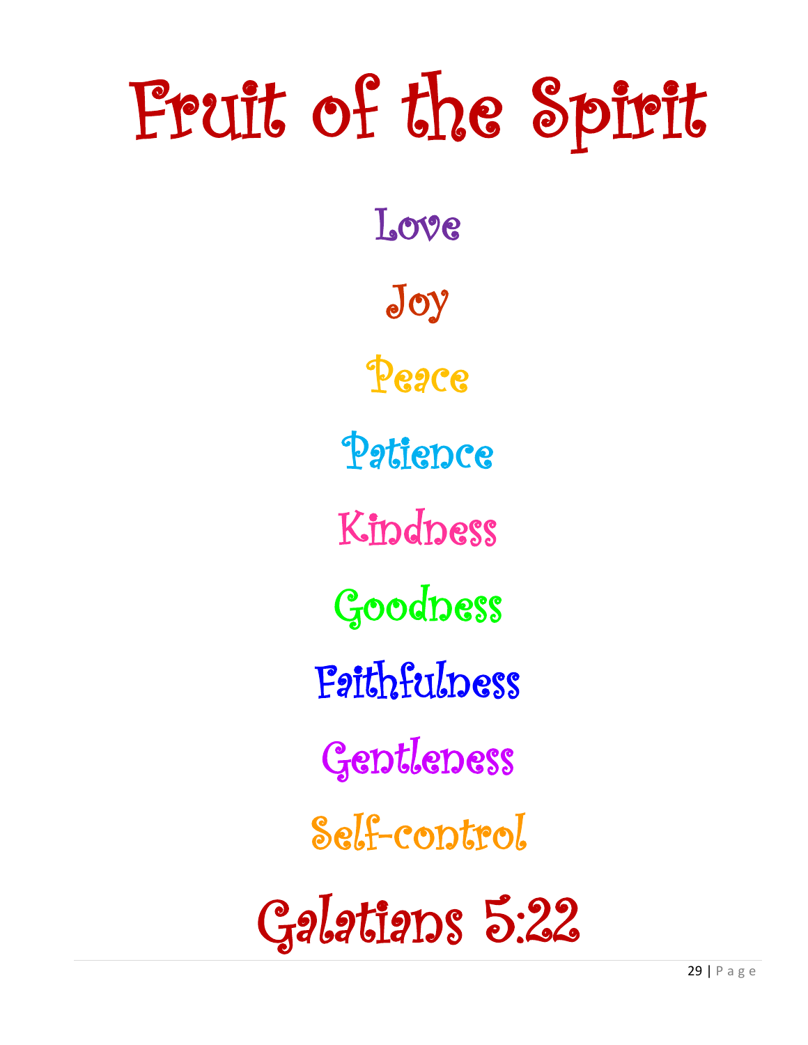# Fruit of the Spirit

Love

Joy

Peace

Patience

Kindness

Goodness

Faithfulness

Gentleness

Self-control

Galatians 5:22